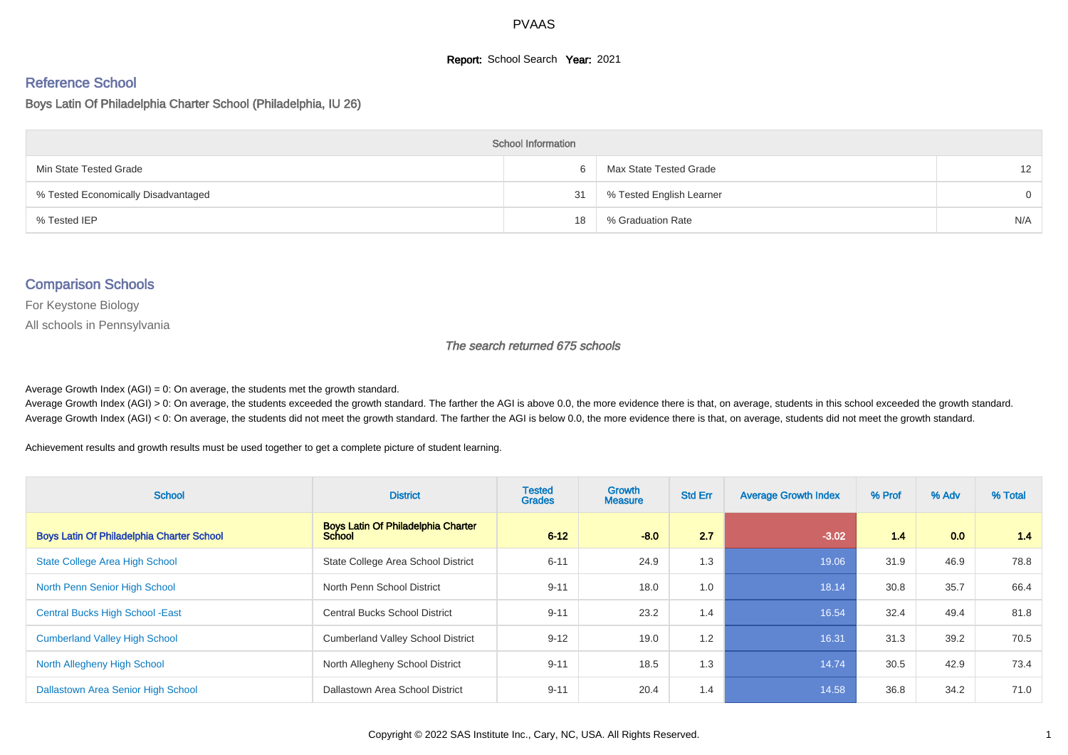# PVAAS

**Report:** School Search **Year:** 2021

## Reference School

Boys Latin Of Philadelphia Charter School (Philadelphia, IU 26)

| School Information | | | |
|---|---|---|---|
| Min State Tested Grade | 6 | Max State Tested Grade | 12 |
| % Tested Economically Disadvantaged | 31 | % Tested English Learner | 0 |
| % Tested IEP | 18 | % Graduation Rate | N/A |

## Comparison Schools

For Keystone Biology

All schools in Pennsylvania

*The search returned 675 schools*

Average Growth Index (AGI) = 0: On average, the students met the growth standard.
Average Growth Index (AGI) > 0: On average, the students exceeded the growth standard. The farther the AGI is above 0.0, the more evidence there is that, on average, students in this school exceeded the growth standard.
Average Growth Index (AGI) < 0: On average, the students did not meet the growth standard. The farther the AGI is below 0.0, the more evidence there is that, on average, students did not meet the growth standard.

Achievement results and growth results must be used together to get a complete picture of student learning.

| School | District | Tested Grades | Growth Measure | Std Err | Average Growth Index | % Prof | % Adv | % Total |
|---|---|---|---|---|---|---|---|---|
| **Boys Latin Of Philadelphia Charter School** | **Boys Latin Of Philadelphia Charter School** | **6-12** | **-8.0** | **2.7** | **-3.02** | **1.4** | **0.0** | **1.4** |
| State College Area High School | State College Area School District | 6-11 | 24.9 | 1.3 | 19.06 | 31.9 | 46.9 | 78.8 |
| North Penn Senior High School | North Penn School District | 9-11 | 18.0 | 1.0 | 18.14 | 30.8 | 35.7 | 66.4 |
| Central Bucks High School -East | Central Bucks School District | 9-11 | 23.2 | 1.4 | 16.54 | 32.4 | 49.4 | 81.8 |
| Cumberland Valley High School | Cumberland Valley School District | 9-12 | 19.0 | 1.2 | 16.31 | 31.3 | 39.2 | 70.5 |
| North Allegheny High School | North Allegheny School District | 9-11 | 18.5 | 1.3 | 14.74 | 30.5 | 42.9 | 73.4 |
| Dallastown Area Senior High School | Dallastown Area School District | 9-11 | 20.4 | 1.4 | 14.58 | 36.8 | 34.2 | 71.0 |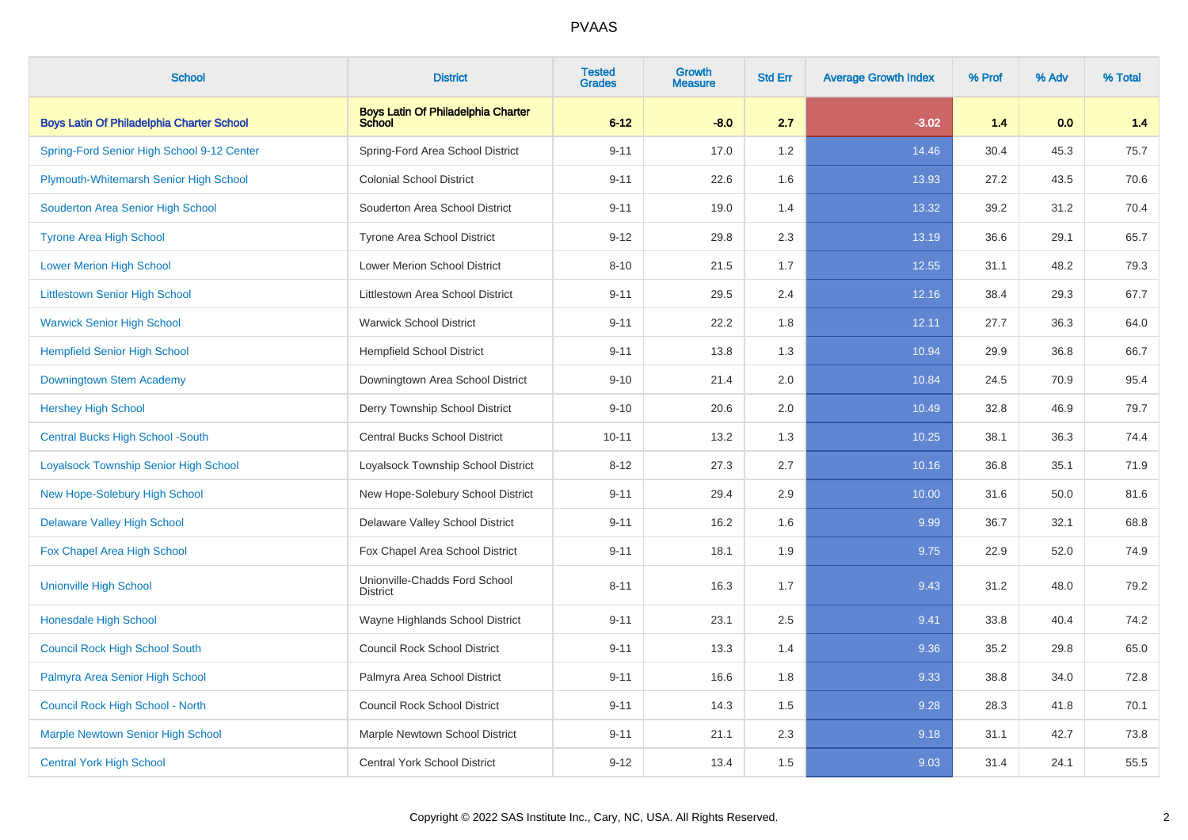| School | District | Tested Grades | Growth Measure | Std Err | Average Growth Index | % Prof | % Adv | % Total |
|---|---|---|---|---|---|---|---|---|
| **Boys Latin Of Philadelphia Charter School** | **Boys Latin Of Philadelphia Charter School** | **6-12** | **-8.0** | **2.7** | **-3.02** | **1.4** | **0.0** | **1.4** |
| Spring-Ford Senior High School 9-12 Center | Spring-Ford Area School District | 9-11 | 17.0 | 1.2 | 14.46 | 30.4 | 45.3 | 75.7 |
| Plymouth-Whitemarsh Senior High School | Colonial School District | 9-11 | 22.6 | 1.6 | 13.93 | 27.2 | 43.5 | 70.6 |
| Souderton Area Senior High School | Souderton Area School District | 9-11 | 19.0 | 1.4 | 13.32 | 39.2 | 31.2 | 70.4 |
| Tyrone Area High School | Tyrone Area School District | 9-12 | 29.8 | 2.3 | 13.19 | 36.6 | 29.1 | 65.7 |
| Lower Merion High School | Lower Merion School District | 8-10 | 21.5 | 1.7 | 12.55 | 31.1 | 48.2 | 79.3 |
| Littlestown Senior High School | Littlestown Area School District | 9-11 | 29.5 | 2.4 | 12.16 | 38.4 | 29.3 | 67.7 |
| Warwick Senior High School | Warwick School District | 9-11 | 22.2 | 1.8 | 12.11 | 27.7 | 36.3 | 64.0 |
| Hempfield Senior High School | Hempfield School District | 9-11 | 13.8 | 1.3 | 10.94 | 29.9 | 36.8 | 66.7 |
| Downingtown Stem Academy | Downingtown Area School District | 9-10 | 21.4 | 2.0 | 10.84 | 24.5 | 70.9 | 95.4 |
| Hershey High School | Derry Township School District | 9-10 | 20.6 | 2.0 | 10.49 | 32.8 | 46.9 | 79.7 |
| Central Bucks High School -South | Central Bucks School District | 10-11 | 13.2 | 1.3 | 10.25 | 38.1 | 36.3 | 74.4 |
| Loyalsock Township Senior High School | Loyalsock Township School District | 8-12 | 27.3 | 2.7 | 10.16 | 36.8 | 35.1 | 71.9 |
| New Hope-Solebury High School | New Hope-Solebury School District | 9-11 | 29.4 | 2.9 | 10.00 | 31.6 | 50.0 | 81.6 |
| Delaware Valley High School | Delaware Valley School District | 9-11 | 16.2 | 1.6 | 9.99 | 36.7 | 32.1 | 68.8 |
| Fox Chapel Area High School | Fox Chapel Area School District | 9-11 | 18.1 | 1.9 | 9.75 | 22.9 | 52.0 | 74.9 |
| Unionville High School | Unionville-Chadds Ford School District | 8-11 | 16.3 | 1.7 | 9.43 | 31.2 | 48.0 | 79.2 |
| Honesdale High School | Wayne Highlands School District | 9-11 | 23.1 | 2.5 | 9.41 | 33.8 | 40.4 | 74.2 |
| Council Rock High School South | Council Rock School District | 9-11 | 13.3 | 1.4 | 9.36 | 35.2 | 29.8 | 65.0 |
| Palmyra Area Senior High School | Palmyra Area School District | 9-11 | 16.6 | 1.8 | 9.33 | 38.8 | 34.0 | 72.8 |
| Council Rock High School - North | Council Rock School District | 9-11 | 14.3 | 1.5 | 9.28 | 28.3 | 41.8 | 70.1 |
| Marple Newtown Senior High School | Marple Newtown School District | 9-11 | 21.1 | 2.3 | 9.18 | 31.1 | 42.7 | 73.8 |
| Central York High School | Central York School District | 9-12 | 13.4 | 1.5 | 9.03 | 31.4 | 24.1 | 55.5 |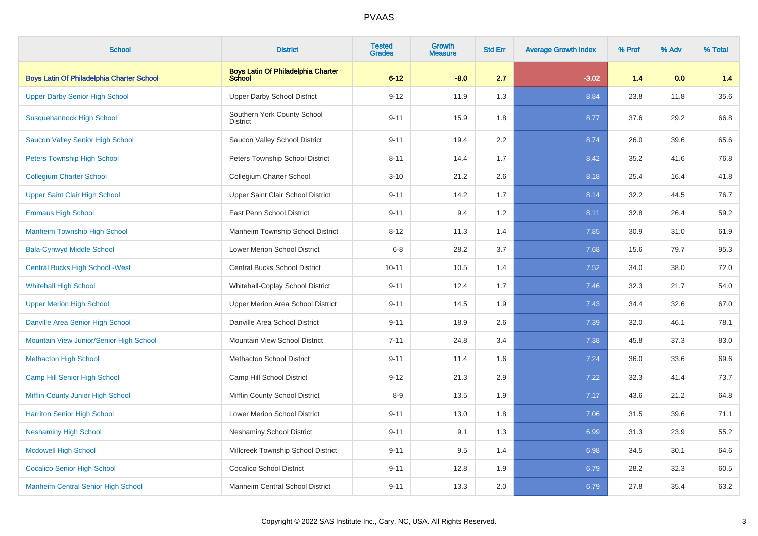# PVAAS

| School | District | Tested Grades | Growth Measure | Std Err | Average Growth Index | % Prof | % Adv | % Total |
|---|---|---|---|---|---|---|---|---|
| **Boys Latin Of Philadelphia Charter School** | **Boys Latin Of Philadelphia Charter School** | **6-12** | **-8.0** | **2.7** | **-3.02** | **1.4** | **0.0** | **1.4** |
| Upper Darby Senior High School | Upper Darby School District | 9-12 | 11.9 | 1.3 | 8.84 | 23.8 | 11.8 | 35.6 |
| Susquehannock High School | Southern York County School District | 9-11 | 15.9 | 1.8 | 8.77 | 37.6 | 29.2 | 66.8 |
| Saucon Valley Senior High School | Saucon Valley School District | 9-11 | 19.4 | 2.2 | 8.74 | 26.0 | 39.6 | 65.6 |
| Peters Township High School | Peters Township School District | 8-11 | 14.4 | 1.7 | 8.42 | 35.2 | 41.6 | 76.8 |
| Collegium Charter School | Collegium Charter School | 3-10 | 21.2 | 2.6 | 8.18 | 25.4 | 16.4 | 41.8 |
| Upper Saint Clair High School | Upper Saint Clair School District | 9-11 | 14.2 | 1.7 | 8.14 | 32.2 | 44.5 | 76.7 |
| Emmaus High School | East Penn School District | 9-11 | 9.4 | 1.2 | 8.11 | 32.8 | 26.4 | 59.2 |
| Manheim Township High School | Manheim Township School District | 8-12 | 11.3 | 1.4 | 7.85 | 30.9 | 31.0 | 61.9 |
| Bala-Cynwyd Middle School | Lower Merion School District | 6-8 | 28.2 | 3.7 | 7.68 | 15.6 | 79.7 | 95.3 |
| Central Bucks High School -West | Central Bucks School District | 10-11 | 10.5 | 1.4 | 7.52 | 34.0 | 38.0 | 72.0 |
| Whitehall High School | Whitehall-Coplay School District | 9-11 | 12.4 | 1.7 | 7.46 | 32.3 | 21.7 | 54.0 |
| Upper Merion High School | Upper Merion Area School District | 9-11 | 14.5 | 1.9 | 7.43 | 34.4 | 32.6 | 67.0 |
| Danville Area Senior High School | Danville Area School District | 9-11 | 18.9 | 2.6 | 7.39 | 32.0 | 46.1 | 78.1 |
| Mountain View Junior/Senior High School | Mountain View School District | 7-11 | 24.8 | 3.4 | 7.38 | 45.8 | 37.3 | 83.0 |
| Methacton High School | Methacton School District | 9-11 | 11.4 | 1.6 | 7.24 | 36.0 | 33.6 | 69.6 |
| Camp Hill Senior High School | Camp Hill School District | 9-12 | 21.3 | 2.9 | 7.22 | 32.3 | 41.4 | 73.7 |
| Mifflin County Junior High School | Mifflin County School District | 8-9 | 13.5 | 1.9 | 7.17 | 43.6 | 21.2 | 64.8 |
| Harriton Senior High School | Lower Merion School District | 9-11 | 13.0 | 1.8 | 7.06 | 31.5 | 39.6 | 71.1 |
| Neshaminy High School | Neshaminy School District | 9-11 | 9.1 | 1.3 | 6.99 | 31.3 | 23.9 | 55.2 |
| Mcdowell High School | Millcreek Township School District | 9-11 | 9.5 | 1.4 | 6.98 | 34.5 | 30.1 | 64.6 |
| Cocalico Senior High School | Cocalico School District | 9-11 | 12.8 | 1.9 | 6.79 | 28.2 | 32.3 | 60.5 |
| Manheim Central Senior High School | Manheim Central School District | 9-11 | 13.3 | 2.0 | 6.79 | 27.8 | 35.4 | 63.2 |

Copyright © 2022 SAS Institute Inc., Cary, NC, USA. All Rights Reserved.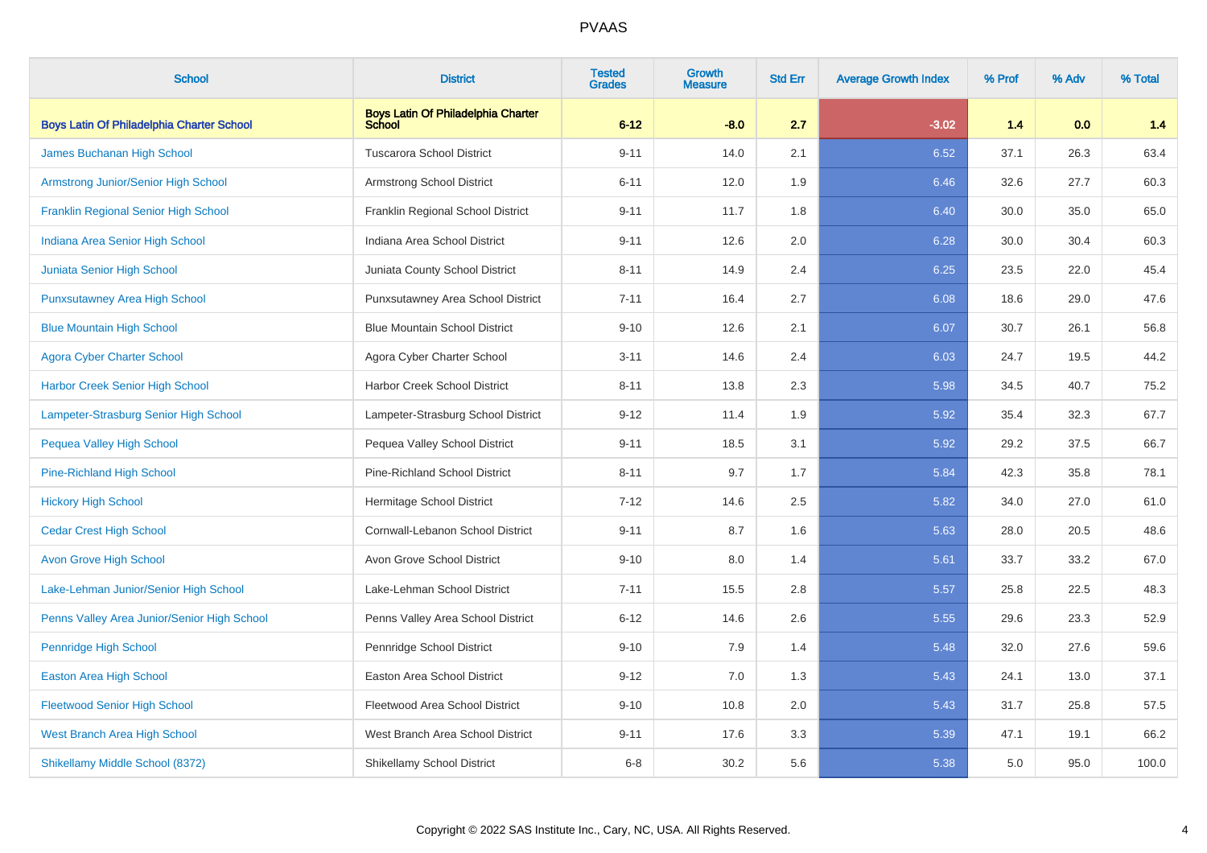# PVAAS

| School | District | Tested Grades | Growth Measure | Std Err | Average Growth Index | % Prof | % Adv | % Total |
|---|---|---|---|---|---|---|---|---|
| **Boys Latin Of Philadelphia Charter School** | **Boys Latin Of Philadelphia Charter School** | **6-12** | **-8.0** | **2.7** | **-3.02** | **1.4** | **0.0** | **1.4** |
| James Buchanan High School | Tuscarora School District | 9-11 | 14.0 | 2.1 | 6.52 | 37.1 | 26.3 | 63.4 |
| Armstrong Junior/Senior High School | Armstrong School District | 6-11 | 12.0 | 1.9 | 6.46 | 32.6 | 27.7 | 60.3 |
| Franklin Regional Senior High School | Franklin Regional School District | 9-11 | 11.7 | 1.8 | 6.40 | 30.0 | 35.0 | 65.0 |
| Indiana Area Senior High School | Indiana Area School District | 9-11 | 12.6 | 2.0 | 6.28 | 30.0 | 30.4 | 60.3 |
| Juniata Senior High School | Juniata County School District | 8-11 | 14.9 | 2.4 | 6.25 | 23.5 | 22.0 | 45.4 |
| Punxsutawney Area High School | Punxsutawney Area School District | 7-11 | 16.4 | 2.7 | 6.08 | 18.6 | 29.0 | 47.6 |
| Blue Mountain High School | Blue Mountain School District | 9-10 | 12.6 | 2.1 | 6.07 | 30.7 | 26.1 | 56.8 |
| Agora Cyber Charter School | Agora Cyber Charter School | 3-11 | 14.6 | 2.4 | 6.03 | 24.7 | 19.5 | 44.2 |
| Harbor Creek Senior High School | Harbor Creek School District | 8-11 | 13.8 | 2.3 | 5.98 | 34.5 | 40.7 | 75.2 |
| Lampeter-Strasburg Senior High School | Lampeter-Strasburg School District | 9-12 | 11.4 | 1.9 | 5.92 | 35.4 | 32.3 | 67.7 |
| Pequea Valley High School | Pequea Valley School District | 9-11 | 18.5 | 3.1 | 5.92 | 29.2 | 37.5 | 66.7 |
| Pine-Richland High School | Pine-Richland School District | 8-11 | 9.7 | 1.7 | 5.84 | 42.3 | 35.8 | 78.1 |
| Hickory High School | Hermitage School District | 7-12 | 14.6 | 2.5 | 5.82 | 34.0 | 27.0 | 61.0 |
| Cedar Crest High School | Cornwall-Lebanon School District | 9-11 | 8.7 | 1.6 | 5.63 | 28.0 | 20.5 | 48.6 |
| Avon Grove High School | Avon Grove School District | 9-10 | 8.0 | 1.4 | 5.61 | 33.7 | 33.2 | 67.0 |
| Lake-Lehman Junior/Senior High School | Lake-Lehman School District | 7-11 | 15.5 | 2.8 | 5.57 | 25.8 | 22.5 | 48.3 |
| Penns Valley Area Junior/Senior High School | Penns Valley Area School District | 6-12 | 14.6 | 2.6 | 5.55 | 29.6 | 23.3 | 52.9 |
| Pennridge High School | Pennridge School District | 9-10 | 7.9 | 1.4 | 5.48 | 32.0 | 27.6 | 59.6 |
| Easton Area High School | Easton Area School District | 9-12 | 7.0 | 1.3 | 5.43 | 24.1 | 13.0 | 37.1 |
| Fleetwood Senior High School | Fleetwood Area School District | 9-10 | 10.8 | 2.0 | 5.43 | 31.7 | 25.8 | 57.5 |
| West Branch Area High School | West Branch Area School District | 9-11 | 17.6 | 3.3 | 5.39 | 47.1 | 19.1 | 66.2 |
| Shikellamy Middle School (8372) | Shikellamy School District | 6-8 | 30.2 | 5.6 | 5.38 | 5.0 | 95.0 | 100.0 |

Copyright © 2022 SAS Institute Inc., Cary, NC, USA. All Rights Reserved.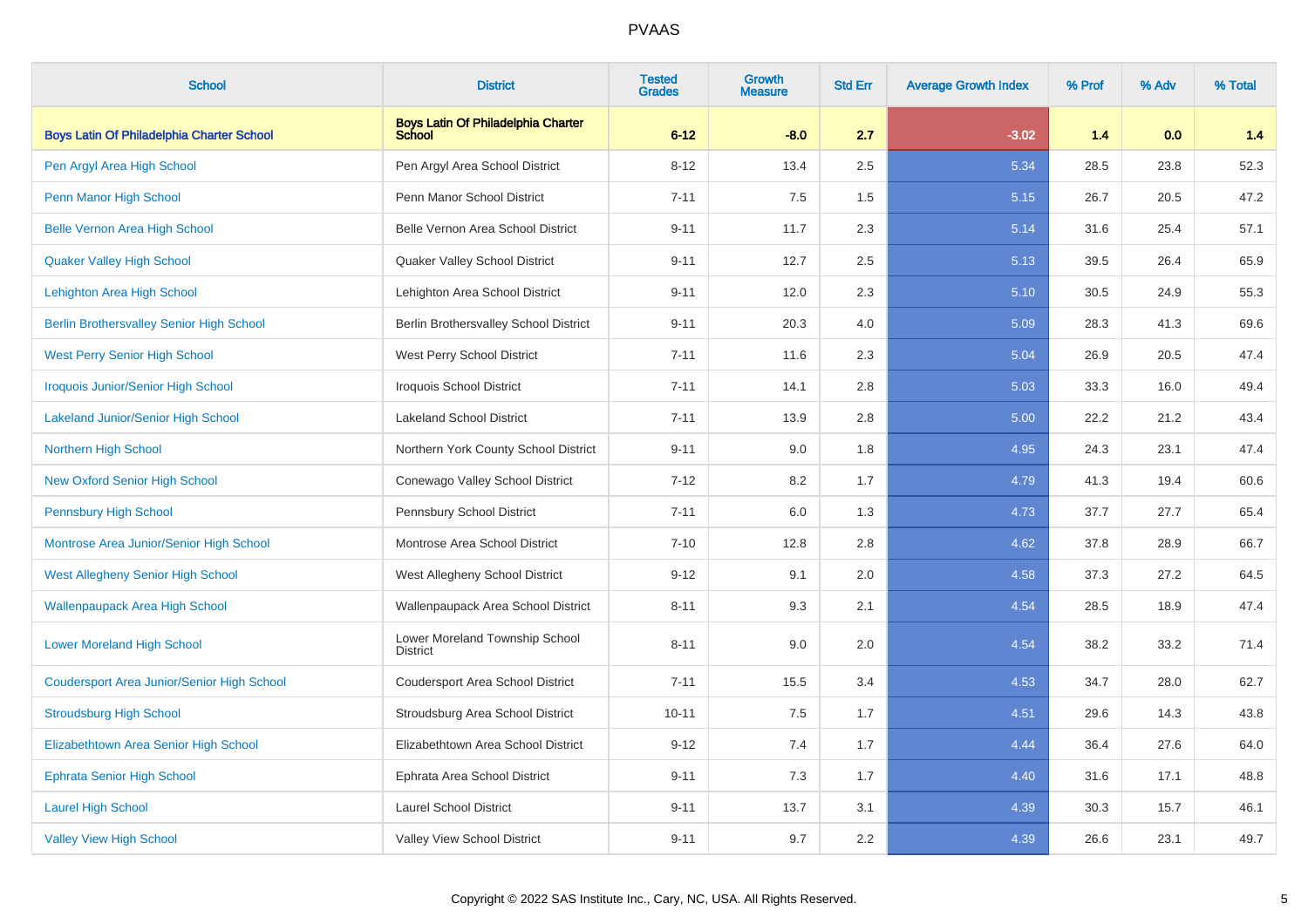| School | District | Tested Grades | Growth Measure | Std Err | Average Growth Index | % Prof | % Adv | % Total |
|---|---|---|---|---|---|---|---|---|
| **Boys Latin Of Philadelphia Charter School** | **Boys Latin Of Philadelphia Charter School** | **6-12** | **-8.0** | **2.7** | **-3.02** | **1.4** | **0.0** | **1.4** |
| Pen Argyl Area High School | Pen Argyl Area School District | 8-12 | 13.4 | 2.5 | 5.34 | 28.5 | 23.8 | 52.3 |
| Penn Manor High School | Penn Manor School District | 7-11 | 7.5 | 1.5 | 5.15 | 26.7 | 20.5 | 47.2 |
| Belle Vernon Area High School | Belle Vernon Area School District | 9-11 | 11.7 | 2.3 | 5.14 | 31.6 | 25.4 | 57.1 |
| Quaker Valley High School | Quaker Valley School District | 9-11 | 12.7 | 2.5 | 5.13 | 39.5 | 26.4 | 65.9 |
| Lehighton Area High School | Lehighton Area School District | 9-11 | 12.0 | 2.3 | 5.10 | 30.5 | 24.9 | 55.3 |
| Berlin Brothersvalley Senior High School | Berlin Brothersvalley School District | 9-11 | 20.3 | 4.0 | 5.09 | 28.3 | 41.3 | 69.6 |
| West Perry Senior High School | West Perry School District | 7-11 | 11.6 | 2.3 | 5.04 | 26.9 | 20.5 | 47.4 |
| Iroquois Junior/Senior High School | Iroquois School District | 7-11 | 14.1 | 2.8 | 5.03 | 33.3 | 16.0 | 49.4 |
| Lakeland Junior/Senior High School | Lakeland School District | 7-11 | 13.9 | 2.8 | 5.00 | 22.2 | 21.2 | 43.4 |
| Northern High School | Northern York County School District | 9-11 | 9.0 | 1.8 | 4.95 | 24.3 | 23.1 | 47.4 |
| New Oxford Senior High School | Conewago Valley School District | 7-12 | 8.2 | 1.7 | 4.79 | 41.3 | 19.4 | 60.6 |
| Pennsbury High School | Pennsbury School District | 7-11 | 6.0 | 1.3 | 4.73 | 37.7 | 27.7 | 65.4 |
| Montrose Area Junior/Senior High School | Montrose Area School District | 7-10 | 12.8 | 2.8 | 4.62 | 37.8 | 28.9 | 66.7 |
| West Allegheny Senior High School | West Allegheny School District | 9-12 | 9.1 | 2.0 | 4.58 | 37.3 | 27.2 | 64.5 |
| Wallenpaupack Area High School | Wallenpaupack Area School District | 8-11 | 9.3 | 2.1 | 4.54 | 28.5 | 18.9 | 47.4 |
| Lower Moreland High School | Lower Moreland Township School District | 8-11 | 9.0 | 2.0 | 4.54 | 38.2 | 33.2 | 71.4 |
| Coudersport Area Junior/Senior High School | Coudersport Area School District | 7-11 | 15.5 | 3.4 | 4.53 | 34.7 | 28.0 | 62.7 |
| Stroudsburg High School | Stroudsburg Area School District | 10-11 | 7.5 | 1.7 | 4.51 | 29.6 | 14.3 | 43.8 |
| Elizabethtown Area Senior High School | Elizabethtown Area School District | 9-12 | 7.4 | 1.7 | 4.44 | 36.4 | 27.6 | 64.0 |
| Ephrata Senior High School | Ephrata Area School District | 9-11 | 7.3 | 1.7 | 4.40 | 31.6 | 17.1 | 48.8 |
| Laurel High School | Laurel School District | 9-11 | 13.7 | 3.1 | 4.39 | 30.3 | 15.7 | 46.1 |
| Valley View High School | Valley View School District | 9-11 | 9.7 | 2.2 | 4.39 | 26.6 | 23.1 | 49.7 |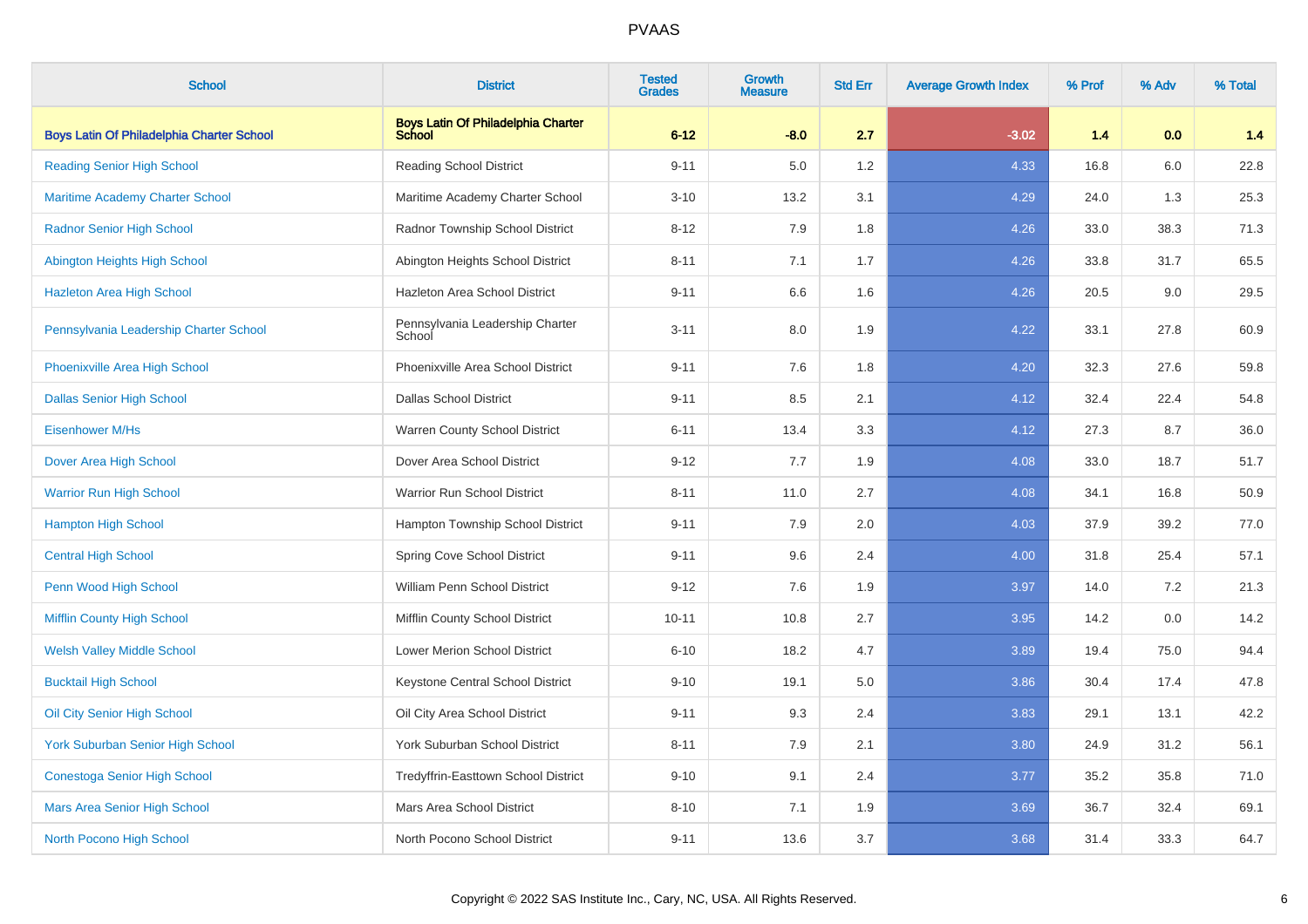# PVAAS

| School | District | Tested Grades | Growth Measure | Std Err | Average Growth Index | % Prof | % Adv | % Total |
|---|---|---|---|---|---|---|---|---|
| **Boys Latin Of Philadelphia Charter School** | **Boys Latin Of Philadelphia Charter School** | **6-12** | **-8.0** | **2.7** | **-3.02** | **1.4** | **0.0** | **1.4** |
| Reading Senior High School | Reading School District | 9-11 | 5.0 | 1.2 | 4.33 | 16.8 | 6.0 | 22.8 |
| Maritime Academy Charter School | Maritime Academy Charter School | 3-10 | 13.2 | 3.1 | 4.29 | 24.0 | 1.3 | 25.3 |
| Radnor Senior High School | Radnor Township School District | 8-12 | 7.9 | 1.8 | 4.26 | 33.0 | 38.3 | 71.3 |
| Abington Heights High School | Abington Heights School District | 8-11 | 7.1 | 1.7 | 4.26 | 33.8 | 31.7 | 65.5 |
| Hazleton Area High School | Hazleton Area School District | 9-11 | 6.6 | 1.6 | 4.26 | 20.5 | 9.0 | 29.5 |
| Pennsylvania Leadership Charter School | Pennsylvania Leadership Charter School | 3-11 | 8.0 | 1.9 | 4.22 | 33.1 | 27.8 | 60.9 |
| Phoenixville Area High School | Phoenixville Area School District | 9-11 | 7.6 | 1.8 | 4.20 | 32.3 | 27.6 | 59.8 |
| Dallas Senior High School | Dallas School District | 9-11 | 8.5 | 2.1 | 4.12 | 32.4 | 22.4 | 54.8 |
| Eisenhower M/Hs | Warren County School District | 6-11 | 13.4 | 3.3 | 4.12 | 27.3 | 8.7 | 36.0 |
| Dover Area High School | Dover Area School District | 9-12 | 7.7 | 1.9 | 4.08 | 33.0 | 18.7 | 51.7 |
| Warrior Run High School | Warrior Run School District | 8-11 | 11.0 | 2.7 | 4.08 | 34.1 | 16.8 | 50.9 |
| Hampton High School | Hampton Township School District | 9-11 | 7.9 | 2.0 | 4.03 | 37.9 | 39.2 | 77.0 |
| Central High School | Spring Cove School District | 9-11 | 9.6 | 2.4 | 4.00 | 31.8 | 25.4 | 57.1 |
| Penn Wood High School | William Penn School District | 9-12 | 7.6 | 1.9 | 3.97 | 14.0 | 7.2 | 21.3 |
| Mifflin County High School | Mifflin County School District | 10-11 | 10.8 | 2.7 | 3.95 | 14.2 | 0.0 | 14.2 |
| Welsh Valley Middle School | Lower Merion School District | 6-10 | 18.2 | 4.7 | 3.89 | 19.4 | 75.0 | 94.4 |
| Bucktail High School | Keystone Central School District | 9-10 | 19.1 | 5.0 | 3.86 | 30.4 | 17.4 | 47.8 |
| Oil City Senior High School | Oil City Area School District | 9-11 | 9.3 | 2.4 | 3.83 | 29.1 | 13.1 | 42.2 |
| York Suburban Senior High School | York Suburban School District | 8-11 | 7.9 | 2.1 | 3.80 | 24.9 | 31.2 | 56.1 |
| Conestoga Senior High School | Tredyffrin-Easttown School District | 9-10 | 9.1 | 2.4 | 3.77 | 35.2 | 35.8 | 71.0 |
| Mars Area Senior High School | Mars Area School District | 8-10 | 7.1 | 1.9 | 3.69 | 36.7 | 32.4 | 69.1 |
| North Pocono High School | North Pocono School District | 9-11 | 13.6 | 3.7 | 3.68 | 31.4 | 33.3 | 64.7 |

Copyright © 2022 SAS Institute Inc., Cary, NC, USA. All Rights Reserved.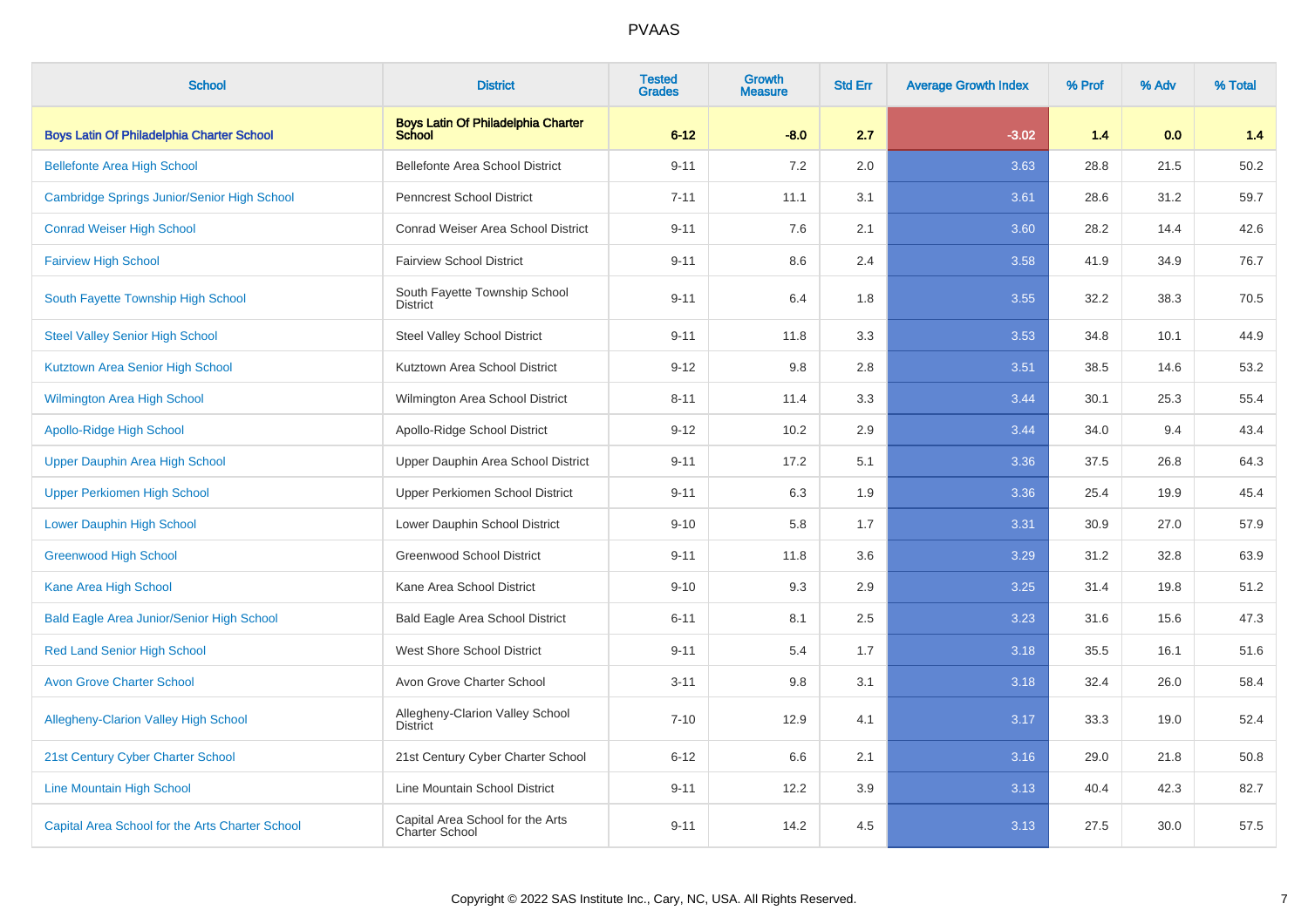| School | District | Tested Grades | Growth Measure | Std Err | Average Growth Index | % Prof | % Adv | % Total |
|---|---|---|---|---|---|---|---|---|
| **Boys Latin Of Philadelphia Charter School** | **Boys Latin Of Philadelphia Charter School** | **6-12** | **-8.0** | **2.7** | **-3.02** | **1.4** | **0.0** | **1.4** |
| Bellefonte Area High School | Bellefonte Area School District | 9-11 | 7.2 | 2.0 | 3.63 | 28.8 | 21.5 | 50.2 |
| Cambridge Springs Junior/Senior High School | Penncrest School District | 7-11 | 11.1 | 3.1 | 3.61 | 28.6 | 31.2 | 59.7 |
| Conrad Weiser High School | Conrad Weiser Area School District | 9-11 | 7.6 | 2.1 | 3.60 | 28.2 | 14.4 | 42.6 |
| Fairview High School | Fairview School District | 9-11 | 8.6 | 2.4 | 3.58 | 41.9 | 34.9 | 76.7 |
| South Fayette Township High School | South Fayette Township School District | 9-11 | 6.4 | 1.8 | 3.55 | 32.2 | 38.3 | 70.5 |
| Steel Valley Senior High School | Steel Valley School District | 9-11 | 11.8 | 3.3 | 3.53 | 34.8 | 10.1 | 44.9 |
| Kutztown Area Senior High School | Kutztown Area School District | 9-12 | 9.8 | 2.8 | 3.51 | 38.5 | 14.6 | 53.2 |
| Wilmington Area High School | Wilmington Area School District | 8-11 | 11.4 | 3.3 | 3.44 | 30.1 | 25.3 | 55.4 |
| Apollo-Ridge High School | Apollo-Ridge School District | 9-12 | 10.2 | 2.9 | 3.44 | 34.0 | 9.4 | 43.4 |
| Upper Dauphin Area High School | Upper Dauphin Area School District | 9-11 | 17.2 | 5.1 | 3.36 | 37.5 | 26.8 | 64.3 |
| Upper Perkiomen High School | Upper Perkiomen School District | 9-11 | 6.3 | 1.9 | 3.36 | 25.4 | 19.9 | 45.4 |
| Lower Dauphin High School | Lower Dauphin School District | 9-10 | 5.8 | 1.7 | 3.31 | 30.9 | 27.0 | 57.9 |
| Greenwood High School | Greenwood School District | 9-11 | 11.8 | 3.6 | 3.29 | 31.2 | 32.8 | 63.9 |
| Kane Area High School | Kane Area School District | 9-10 | 9.3 | 2.9 | 3.25 | 31.4 | 19.8 | 51.2 |
| Bald Eagle Area Junior/Senior High School | Bald Eagle Area School District | 6-11 | 8.1 | 2.5 | 3.23 | 31.6 | 15.6 | 47.3 |
| Red Land Senior High School | West Shore School District | 9-11 | 5.4 | 1.7 | 3.18 | 35.5 | 16.1 | 51.6 |
| Avon Grove Charter School | Avon Grove Charter School | 3-11 | 9.8 | 3.1 | 3.18 | 32.4 | 26.0 | 58.4 |
| Allegheny-Clarion Valley High School | Allegheny-Clarion Valley School District | 7-10 | 12.9 | 4.1 | 3.17 | 33.3 | 19.0 | 52.4 |
| 21st Century Cyber Charter School | 21st Century Cyber Charter School | 6-12 | 6.6 | 2.1 | 3.16 | 29.0 | 21.8 | 50.8 |
| Line Mountain High School | Line Mountain School District | 9-11 | 12.2 | 3.9 | 3.13 | 40.4 | 42.3 | 82.7 |
| Capital Area School for the Arts Charter School | Capital Area School for the Arts Charter School | 9-11 | 14.2 | 4.5 | 3.13 | 27.5 | 30.0 | 57.5 |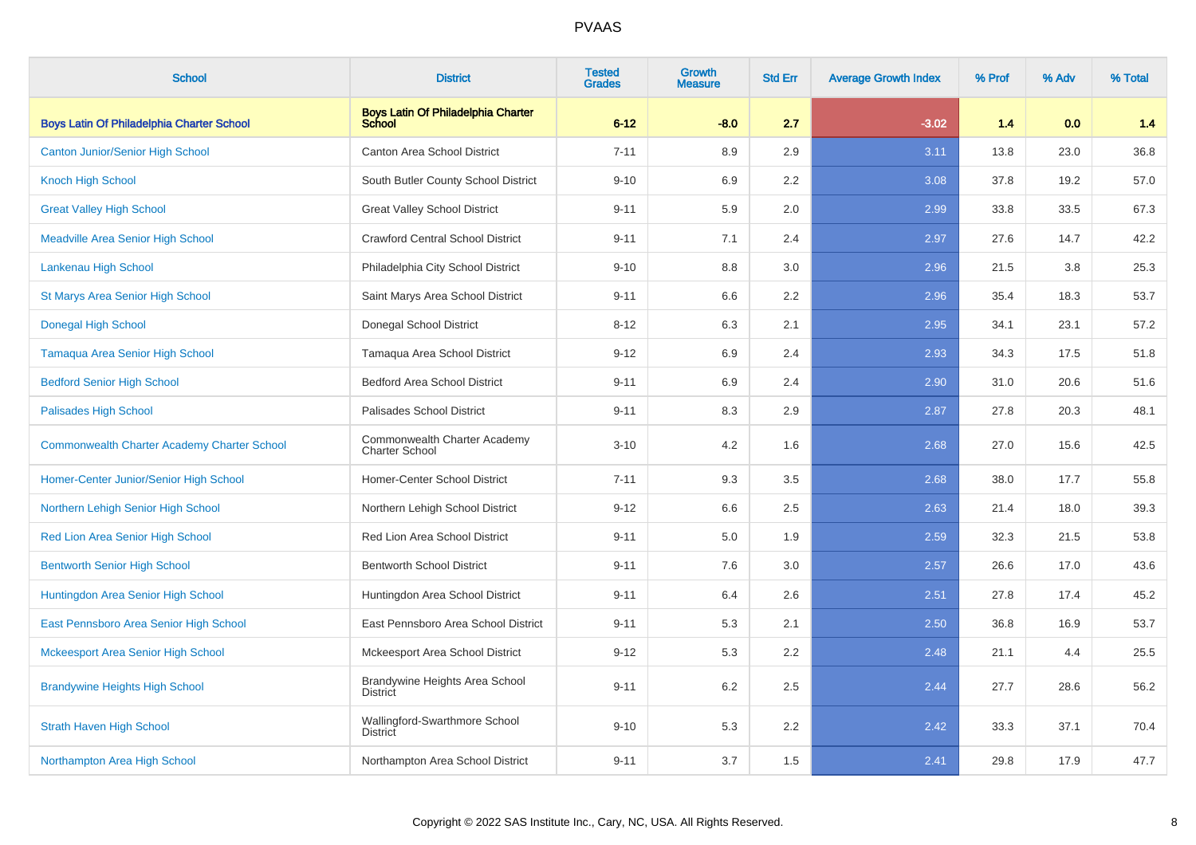# PVAAS

| School | District | Tested Grades | Growth Measure | Std Err | Average Growth Index | % Prof | % Adv | % Total |
|---|---|---|---|---|---|---|---|---|
| **Boys Latin Of Philadelphia Charter School** | **Boys Latin Of Philadelphia Charter School** | **6-12** | **-8.0** | **2.7** | **-3.02** | **1.4** | **0.0** | **1.4** |
| Canton Junior/Senior High School | Canton Area School District | 7-11 | 8.9 | 2.9 | 3.11 | 13.8 | 23.0 | 36.8 |
| Knoch High School | South Butler County School District | 9-10 | 6.9 | 2.2 | 3.08 | 37.8 | 19.2 | 57.0 |
| Great Valley High School | Great Valley School District | 9-11 | 5.9 | 2.0 | 2.99 | 33.8 | 33.5 | 67.3 |
| Meadville Area Senior High School | Crawford Central School District | 9-11 | 7.1 | 2.4 | 2.97 | 27.6 | 14.7 | 42.2 |
| Lankenau High School | Philadelphia City School District | 9-10 | 8.8 | 3.0 | 2.96 | 21.5 | 3.8 | 25.3 |
| St Marys Area Senior High School | Saint Marys Area School District | 9-11 | 6.6 | 2.2 | 2.96 | 35.4 | 18.3 | 53.7 |
| Donegal High School | Donegal School District | 8-12 | 6.3 | 2.1 | 2.95 | 34.1 | 23.1 | 57.2 |
| Tamaqua Area Senior High School | Tamaqua Area School District | 9-12 | 6.9 | 2.4 | 2.93 | 34.3 | 17.5 | 51.8 |
| Bedford Senior High School | Bedford Area School District | 9-11 | 6.9 | 2.4 | 2.90 | 31.0 | 20.6 | 51.6 |
| Palisades High School | Palisades School District | 9-11 | 8.3 | 2.9 | 2.87 | 27.8 | 20.3 | 48.1 |
| Commonwealth Charter Academy Charter School | Commonwealth Charter Academy Charter School | 3-10 | 4.2 | 1.6 | 2.68 | 27.0 | 15.6 | 42.5 |
| Homer-Center Junior/Senior High School | Homer-Center School District | 7-11 | 9.3 | 3.5 | 2.68 | 38.0 | 17.7 | 55.8 |
| Northern Lehigh Senior High School | Northern Lehigh School District | 9-12 | 6.6 | 2.5 | 2.63 | 21.4 | 18.0 | 39.3 |
| Red Lion Area Senior High School | Red Lion Area School District | 9-11 | 5.0 | 1.9 | 2.59 | 32.3 | 21.5 | 53.8 |
| Bentworth Senior High School | Bentworth School District | 9-11 | 7.6 | 3.0 | 2.57 | 26.6 | 17.0 | 43.6 |
| Huntingdon Area Senior High School | Huntingdon Area School District | 9-11 | 6.4 | 2.6 | 2.51 | 27.8 | 17.4 | 45.2 |
| East Pennsboro Area Senior High School | East Pennsboro Area School District | 9-11 | 5.3 | 2.1 | 2.50 | 36.8 | 16.9 | 53.7 |
| Mckeesport Area Senior High School | Mckeesport Area School District | 9-12 | 5.3 | 2.2 | 2.48 | 21.1 | 4.4 | 25.5 |
| Brandywine Heights High School | Brandywine Heights Area School District | 9-11 | 6.2 | 2.5 | 2.44 | 27.7 | 28.6 | 56.2 |
| Strath Haven High School | Wallingford-Swarthmore School District | 9-10 | 5.3 | 2.2 | 2.42 | 33.3 | 37.1 | 70.4 |
| Northampton Area High School | Northampton Area School District | 9-11 | 3.7 | 1.5 | 2.41 | 29.8 | 17.9 | 47.7 |

Copyright © 2022 SAS Institute Inc., Cary, NC, USA. All Rights Reserved.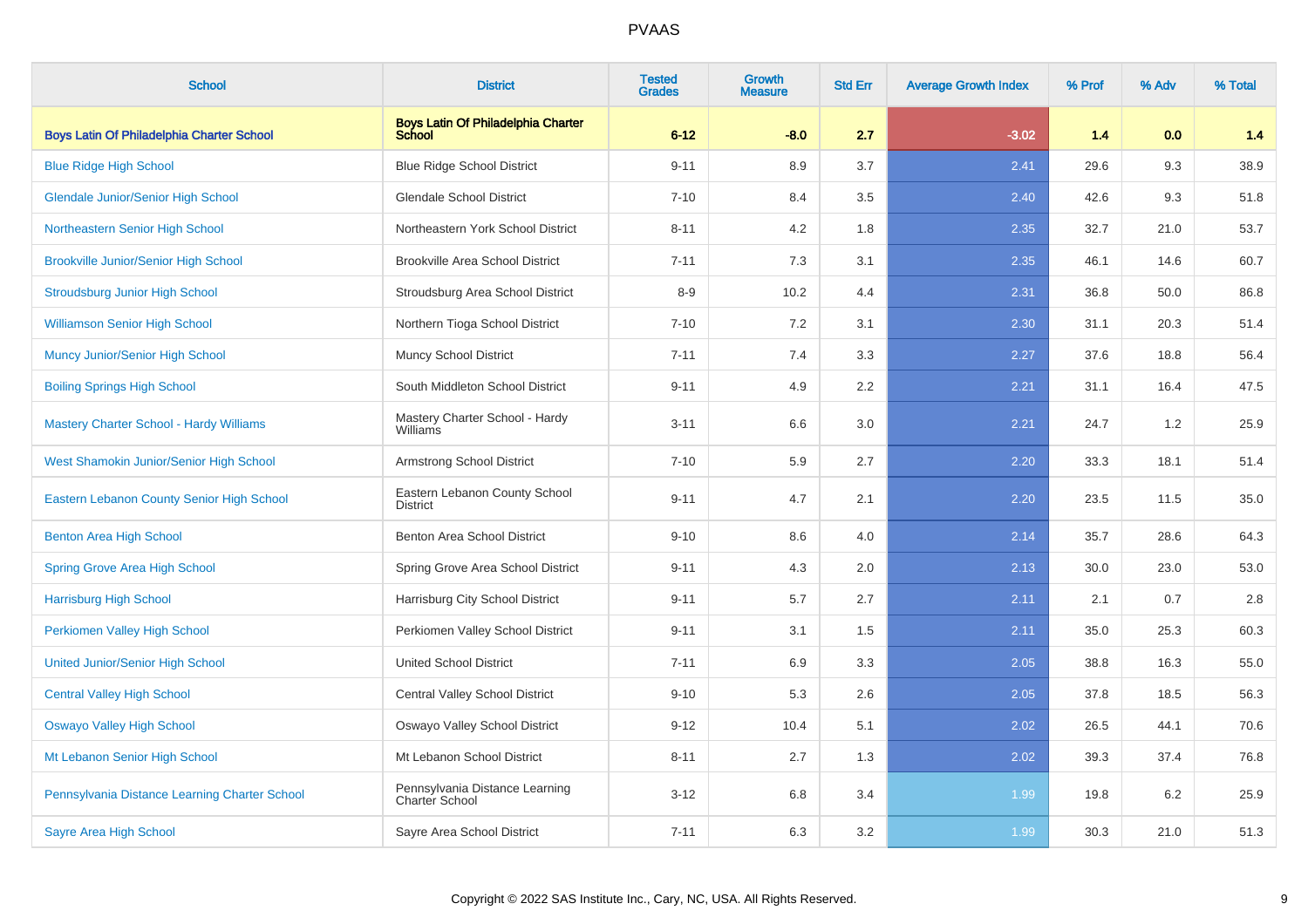# PVAAS

| School | District | Tested Grades | Growth Measure | Std Err | Average Growth Index | % Prof | % Adv | % Total |
|---|---|---|---|---|---|---|---|---|
| **Boys Latin Of Philadelphia Charter School** | **Boys Latin Of Philadelphia Charter School** | **6-12** | **-8.0** | **2.7** | **-3.02** | **1.4** | **0.0** | **1.4** |
| Blue Ridge High School | Blue Ridge School District | 9-11 | 8.9 | 3.7 | 2.41 | 29.6 | 9.3 | 38.9 |
| Glendale Junior/Senior High School | Glendale School District | 7-10 | 8.4 | 3.5 | 2.40 | 42.6 | 9.3 | 51.8 |
| Northeastern Senior High School | Northeastern York School District | 8-11 | 4.2 | 1.8 | 2.35 | 32.7 | 21.0 | 53.7 |
| Brookville Junior/Senior High School | Brookville Area School District | 7-11 | 7.3 | 3.1 | 2.35 | 46.1 | 14.6 | 60.7 |
| Stroudsburg Junior High School | Stroudsburg Area School District | 8-9 | 10.2 | 4.4 | 2.31 | 36.8 | 50.0 | 86.8 |
| Williamson Senior High School | Northern Tioga School District | 7-10 | 7.2 | 3.1 | 2.30 | 31.1 | 20.3 | 51.4 |
| Muncy Junior/Senior High School | Muncy School District | 7-11 | 7.4 | 3.3 | 2.27 | 37.6 | 18.8 | 56.4 |
| Boiling Springs High School | South Middleton School District | 9-11 | 4.9 | 2.2 | 2.21 | 31.1 | 16.4 | 47.5 |
| Mastery Charter School - Hardy Williams | Mastery Charter School - Hardy Williams | 3-11 | 6.6 | 3.0 | 2.21 | 24.7 | 1.2 | 25.9 |
| West Shamokin Junior/Senior High School | Armstrong School District | 7-10 | 5.9 | 2.7 | 2.20 | 33.3 | 18.1 | 51.4 |
| Eastern Lebanon County Senior High School | Eastern Lebanon County School District | 9-11 | 4.7 | 2.1 | 2.20 | 23.5 | 11.5 | 35.0 |
| Benton Area High School | Benton Area School District | 9-10 | 8.6 | 4.0 | 2.14 | 35.7 | 28.6 | 64.3 |
| Spring Grove Area High School | Spring Grove Area School District | 9-11 | 4.3 | 2.0 | 2.13 | 30.0 | 23.0 | 53.0 |
| Harrisburg High School | Harrisburg City School District | 9-11 | 5.7 | 2.7 | 2.11 | 2.1 | 0.7 | 2.8 |
| Perkiomen Valley High School | Perkiomen Valley School District | 9-11 | 3.1 | 1.5 | 2.11 | 35.0 | 25.3 | 60.3 |
| United Junior/Senior High School | United School District | 7-11 | 6.9 | 3.3 | 2.05 | 38.8 | 16.3 | 55.0 |
| Central Valley High School | Central Valley School District | 9-10 | 5.3 | 2.6 | 2.05 | 37.8 | 18.5 | 56.3 |
| Oswayo Valley High School | Oswayo Valley School District | 9-12 | 10.4 | 5.1 | 2.02 | 26.5 | 44.1 | 70.6 |
| Mt Lebanon Senior High School | Mt Lebanon School District | 8-11 | 2.7 | 1.3 | 2.02 | 39.3 | 37.4 | 76.8 |
| Pennsylvania Distance Learning Charter School | Pennsylvania Distance Learning Charter School | 3-12 | 6.8 | 3.4 | 1.99 | 19.8 | 6.2 | 25.9 |
| Sayre Area High School | Sayre Area School District | 7-11 | 6.3 | 3.2 | 1.99 | 30.3 | 21.0 | 51.3 |

Copyright © 2022 SAS Institute Inc., Cary, NC, USA. All Rights Reserved.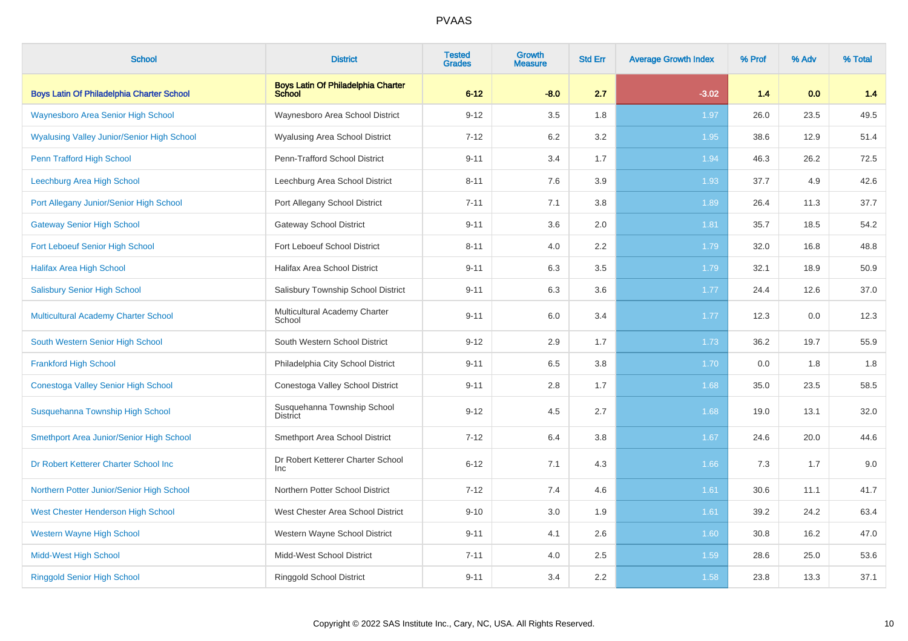| School | District | Tested Grades | Growth Measure | Std Err | Average Growth Index | % Prof | % Adv | % Total |
|---|---|---|---|---|---|---|---|---|
| **Boys Latin Of Philadelphia Charter School** | **Boys Latin Of Philadelphia Charter School** | **6-12** | **-8.0** | **2.7** | **-3.02** | **1.4** | **0.0** | **1.4** |
| Waynesboro Area Senior High School | Waynesboro Area School District | 9-12 | 3.5 | 1.8 | 1.97 | 26.0 | 23.5 | 49.5 |
| Wyalusing Valley Junior/Senior High School | Wyalusing Area School District | 7-12 | 6.2 | 3.2 | 1.95 | 38.6 | 12.9 | 51.4 |
| Penn Trafford High School | Penn-Trafford School District | 9-11 | 3.4 | 1.7 | 1.94 | 46.3 | 26.2 | 72.5 |
| Leechburg Area High School | Leechburg Area School District | 8-11 | 7.6 | 3.9 | 1.93 | 37.7 | 4.9 | 42.6 |
| Port Allegany Junior/Senior High School | Port Allegany School District | 7-11 | 7.1 | 3.8 | 1.89 | 26.4 | 11.3 | 37.7 |
| Gateway Senior High School | Gateway School District | 9-11 | 3.6 | 2.0 | 1.81 | 35.7 | 18.5 | 54.2 |
| Fort Leboeuf Senior High School | Fort Leboeuf School District | 8-11 | 4.0 | 2.2 | 1.79 | 32.0 | 16.8 | 48.8 |
| Halifax Area High School | Halifax Area School District | 9-11 | 6.3 | 3.5 | 1.79 | 32.1 | 18.9 | 50.9 |
| Salisbury Senior High School | Salisbury Township School District | 9-11 | 6.3 | 3.6 | 1.77 | 24.4 | 12.6 | 37.0 |
| Multicultural Academy Charter School | Multicultural Academy Charter School | 9-11 | 6.0 | 3.4 | 1.77 | 12.3 | 0.0 | 12.3 |
| South Western Senior High School | South Western School District | 9-12 | 2.9 | 1.7 | 1.73 | 36.2 | 19.7 | 55.9 |
| Frankford High School | Philadelphia City School District | 9-11 | 6.5 | 3.8 | 1.70 | 0.0 | 1.8 | 1.8 |
| Conestoga Valley Senior High School | Conestoga Valley School District | 9-11 | 2.8 | 1.7 | 1.68 | 35.0 | 23.5 | 58.5 |
| Susquehanna Township High School | Susquehanna Township School District | 9-12 | 4.5 | 2.7 | 1.68 | 19.0 | 13.1 | 32.0 |
| Smethport Area Junior/Senior High School | Smethport Area School District | 7-12 | 6.4 | 3.8 | 1.67 | 24.6 | 20.0 | 44.6 |
| Dr Robert Ketterer Charter School Inc | Dr Robert Ketterer Charter School Inc | 6-12 | 7.1 | 4.3 | 1.66 | 7.3 | 1.7 | 9.0 |
| Northern Potter Junior/Senior High School | Northern Potter School District | 7-12 | 7.4 | 4.6 | 1.61 | 30.6 | 11.1 | 41.7 |
| West Chester Henderson High School | West Chester Area School District | 9-10 | 3.0 | 1.9 | 1.61 | 39.2 | 24.2 | 63.4 |
| Western Wayne High School | Western Wayne School District | 9-11 | 4.1 | 2.6 | 1.60 | 30.8 | 16.2 | 47.0 |
| Midd-West High School | Midd-West School District | 7-11 | 4.0 | 2.5 | 1.59 | 28.6 | 25.0 | 53.6 |
| Ringgold Senior High School | Ringgold School District | 9-11 | 3.4 | 2.2 | 1.58 | 23.8 | 13.3 | 37.1 |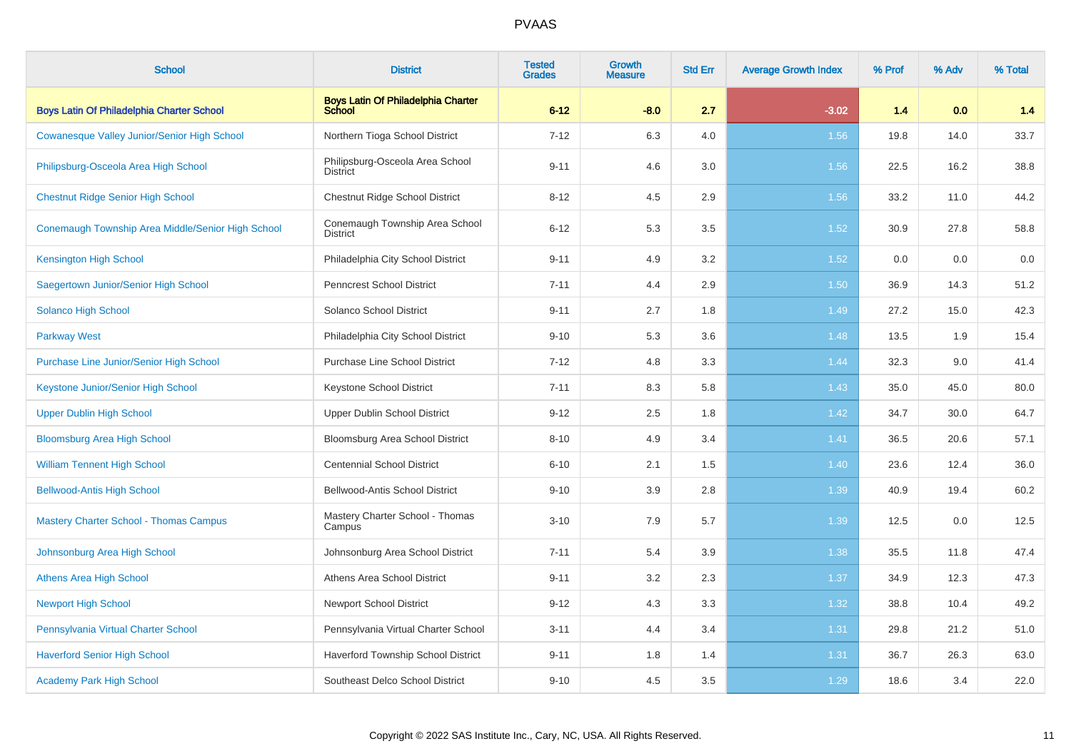# PVAAS

| School | District | Tested Grades | Growth Measure | Std Err | Average Growth Index | % Prof | % Adv | % Total |
|---|---|---|---|---|---|---|---|---|
| **Boys Latin Of Philadelphia Charter School** | **Boys Latin Of Philadelphia Charter School** | **6-12** | **-8.0** | **2.7** | **-3.02** | **1.4** | **0.0** | **1.4** |
| Cowanesque Valley Junior/Senior High School | Northern Tioga School District | 7-12 | 6.3 | 4.0 | 1.56 | 19.8 | 14.0 | 33.7 |
| Philipsburg-Osceola Area High School | Philipsburg-Osceola Area School District | 9-11 | 4.6 | 3.0 | 1.56 | 22.5 | 16.2 | 38.8 |
| Chestnut Ridge Senior High School | Chestnut Ridge School District | 8-12 | 4.5 | 2.9 | 1.56 | 33.2 | 11.0 | 44.2 |
| Conemaugh Township Area Middle/Senior High School | Conemaugh Township Area School District | 6-12 | 5.3 | 3.5 | 1.52 | 30.9 | 27.8 | 58.8 |
| Kensington High School | Philadelphia City School District | 9-11 | 4.9 | 3.2 | 1.52 | 0.0 | 0.0 | 0.0 |
| Saegertown Junior/Senior High School | Penncrest School District | 7-11 | 4.4 | 2.9 | 1.50 | 36.9 | 14.3 | 51.2 |
| Solanco High School | Solanco School District | 9-11 | 2.7 | 1.8 | 1.49 | 27.2 | 15.0 | 42.3 |
| Parkway West | Philadelphia City School District | 9-10 | 5.3 | 3.6 | 1.48 | 13.5 | 1.9 | 15.4 |
| Purchase Line Junior/Senior High School | Purchase Line School District | 7-12 | 4.8 | 3.3 | 1.44 | 32.3 | 9.0 | 41.4 |
| Keystone Junior/Senior High School | Keystone School District | 7-11 | 8.3 | 5.8 | 1.43 | 35.0 | 45.0 | 80.0 |
| Upper Dublin High School | Upper Dublin School District | 9-12 | 2.5 | 1.8 | 1.42 | 34.7 | 30.0 | 64.7 |
| Bloomsburg Area High School | Bloomsburg Area School District | 8-10 | 4.9 | 3.4 | 1.41 | 36.5 | 20.6 | 57.1 |
| William Tennent High School | Centennial School District | 6-10 | 2.1 | 1.5 | 1.40 | 23.6 | 12.4 | 36.0 |
| Bellwood-Antis High School | Bellwood-Antis School District | 9-10 | 3.9 | 2.8 | 1.39 | 40.9 | 19.4 | 60.2 |
| Mastery Charter School - Thomas Campus | Mastery Charter School - Thomas Campus | 3-10 | 7.9 | 5.7 | 1.39 | 12.5 | 0.0 | 12.5 |
| Johnsonburg Area High School | Johnsonburg Area School District | 7-11 | 5.4 | 3.9 | 1.38 | 35.5 | 11.8 | 47.4 |
| Athens Area High School | Athens Area School District | 9-11 | 3.2 | 2.3 | 1.37 | 34.9 | 12.3 | 47.3 |
| Newport High School | Newport School District | 9-12 | 4.3 | 3.3 | 1.32 | 38.8 | 10.4 | 49.2 |
| Pennsylvania Virtual Charter School | Pennsylvania Virtual Charter School | 3-11 | 4.4 | 3.4 | 1.31 | 29.8 | 21.2 | 51.0 |
| Haverford Senior High School | Haverford Township School District | 9-11 | 1.8 | 1.4 | 1.31 | 36.7 | 26.3 | 63.0 |
| Academy Park High School | Southeast Delco School District | 9-10 | 4.5 | 3.5 | 1.29 | 18.6 | 3.4 | 22.0 |

Copyright © 2022 SAS Institute Inc., Cary, NC, USA. All Rights Reserved.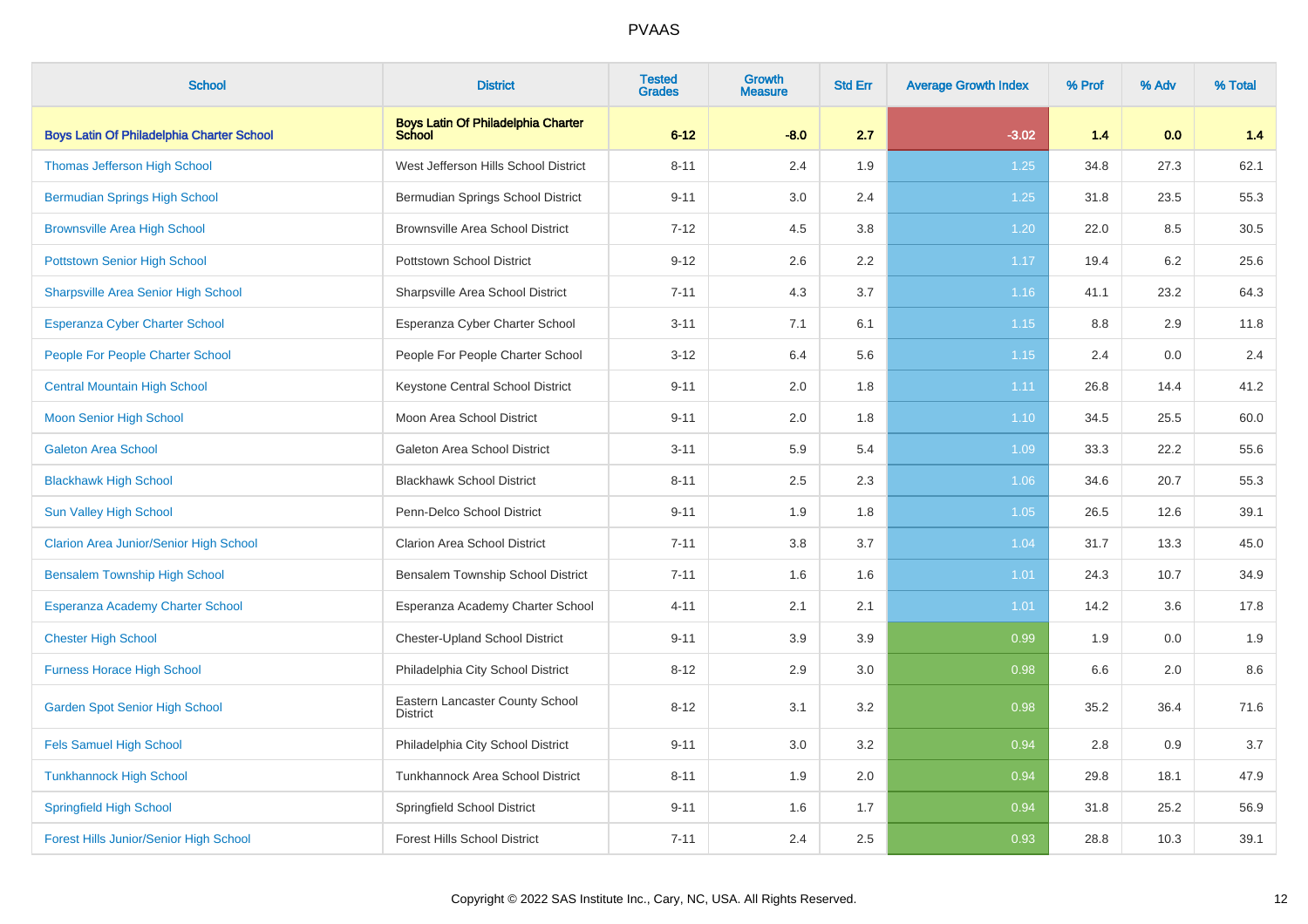| School | District | Tested Grades | Growth Measure | Std Err | Average Growth Index | % Prof | % Adv | % Total |
|---|---|---|---|---|---|---|---|---|
| **Boys Latin Of Philadelphia Charter School** | **Boys Latin Of Philadelphia Charter School** | **6-12** | **-8.0** | **2.7** | **-3.02** | **1.4** | **0.0** | **1.4** |
| Thomas Jefferson High School | West Jefferson Hills School District | 8-11 | 2.4 | 1.9 | 1.25 | 34.8 | 27.3 | 62.1 |
| Bermudian Springs High School | Bermudian Springs School District | 9-11 | 3.0 | 2.4 | 1.25 | 31.8 | 23.5 | 55.3 |
| Brownsville Area High School | Brownsville Area School District | 7-12 | 4.5 | 3.8 | 1.20 | 22.0 | 8.5 | 30.5 |
| Pottstown Senior High School | Pottstown School District | 9-12 | 2.6 | 2.2 | 1.17 | 19.4 | 6.2 | 25.6 |
| Sharpsville Area Senior High School | Sharpsville Area School District | 7-11 | 4.3 | 3.7 | 1.16 | 41.1 | 23.2 | 64.3 |
| Esperanza Cyber Charter School | Esperanza Cyber Charter School | 3-11 | 7.1 | 6.1 | 1.15 | 8.8 | 2.9 | 11.8 |
| People For People Charter School | People For People Charter School | 3-12 | 6.4 | 5.6 | 1.15 | 2.4 | 0.0 | 2.4 |
| Central Mountain High School | Keystone Central School District | 9-11 | 2.0 | 1.8 | 1.11 | 26.8 | 14.4 | 41.2 |
| Moon Senior High School | Moon Area School District | 9-11 | 2.0 | 1.8 | 1.10 | 34.5 | 25.5 | 60.0 |
| Galeton Area School | Galeton Area School District | 3-11 | 5.9 | 5.4 | 1.09 | 33.3 | 22.2 | 55.6 |
| Blackhawk High School | Blackhawk School District | 8-11 | 2.5 | 2.3 | 1.06 | 34.6 | 20.7 | 55.3 |
| Sun Valley High School | Penn-Delco School District | 9-11 | 1.9 | 1.8 | 1.05 | 26.5 | 12.6 | 39.1 |
| Clarion Area Junior/Senior High School | Clarion Area School District | 7-11 | 3.8 | 3.7 | 1.04 | 31.7 | 13.3 | 45.0 |
| Bensalem Township High School | Bensalem Township School District | 7-11 | 1.6 | 1.6 | 1.01 | 24.3 | 10.7 | 34.9 |
| Esperanza Academy Charter School | Esperanza Academy Charter School | 4-11 | 2.1 | 2.1 | 1.01 | 14.2 | 3.6 | 17.8 |
| Chester High School | Chester-Upland School District | 9-11 | 3.9 | 3.9 | 0.99 | 1.9 | 0.0 | 1.9 |
| Furness Horace High School | Philadelphia City School District | 8-12 | 2.9 | 3.0 | 0.98 | 6.6 | 2.0 | 8.6 |
| Garden Spot Senior High School | Eastern Lancaster County School District | 8-12 | 3.1 | 3.2 | 0.98 | 35.2 | 36.4 | 71.6 |
| Fels Samuel High School | Philadelphia City School District | 9-11 | 3.0 | 3.2 | 0.94 | 2.8 | 0.9 | 3.7 |
| Tunkhannock High School | Tunkhannock Area School District | 8-11 | 1.9 | 2.0 | 0.94 | 29.8 | 18.1 | 47.9 |
| Springfield High School | Springfield School District | 9-11 | 1.6 | 1.7 | 0.94 | 31.8 | 25.2 | 56.9 |
| Forest Hills Junior/Senior High School | Forest Hills School District | 7-11 | 2.4 | 2.5 | 0.93 | 28.8 | 10.3 | 39.1 |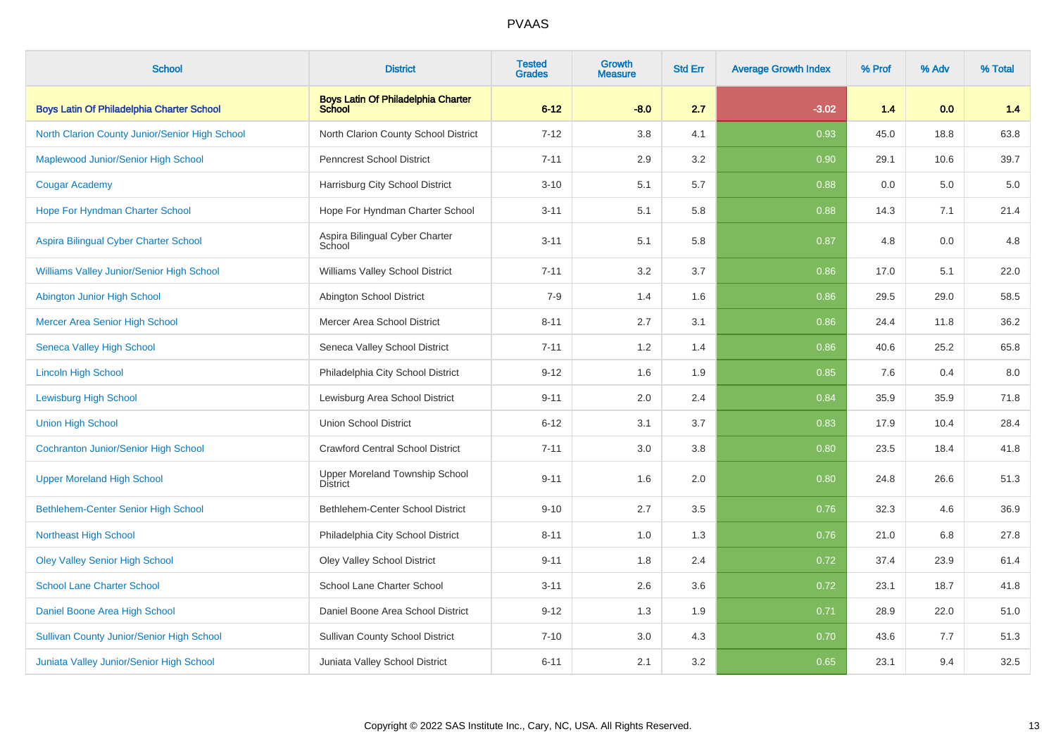| School | District | Tested Grades | Growth Measure | Std Err | Average Growth Index | % Prof | % Adv | % Total |
|---|---|---|---|---|---|---|---|---|
| **Boys Latin Of Philadelphia Charter School** | **Boys Latin Of Philadelphia Charter School** | **6-12** | **-8.0** | **2.7** | **-3.02** | **1.4** | **0.0** | **1.4** |
| North Clarion County Junior/Senior High School | North Clarion County School District | 7-12 | 3.8 | 4.1 | 0.93 | 45.0 | 18.8 | 63.8 |
| Maplewood Junior/Senior High School | Penncrest School District | 7-11 | 2.9 | 3.2 | 0.90 | 29.1 | 10.6 | 39.7 |
| Cougar Academy | Harrisburg City School District | 3-10 | 5.1 | 5.7 | 0.88 | 0.0 | 5.0 | 5.0 |
| Hope For Hyndman Charter School | Hope For Hyndman Charter School | 3-11 | 5.1 | 5.8 | 0.88 | 14.3 | 7.1 | 21.4 |
| Aspira Bilingual Cyber Charter School | Aspira Bilingual Cyber Charter School | 3-11 | 5.1 | 5.8 | 0.87 | 4.8 | 0.0 | 4.8 |
| Williams Valley Junior/Senior High School | Williams Valley School District | 7-11 | 3.2 | 3.7 | 0.86 | 17.0 | 5.1 | 22.0 |
| Abington Junior High School | Abington School District | 7-9 | 1.4 | 1.6 | 0.86 | 29.5 | 29.0 | 58.5 |
| Mercer Area Senior High School | Mercer Area School District | 8-11 | 2.7 | 3.1 | 0.86 | 24.4 | 11.8 | 36.2 |
| Seneca Valley High School | Seneca Valley School District | 7-11 | 1.2 | 1.4 | 0.86 | 40.6 | 25.2 | 65.8 |
| Lincoln High School | Philadelphia City School District | 9-12 | 1.6 | 1.9 | 0.85 | 7.6 | 0.4 | 8.0 |
| Lewisburg High School | Lewisburg Area School District | 9-11 | 2.0 | 2.4 | 0.84 | 35.9 | 35.9 | 71.8 |
| Union High School | Union School District | 6-12 | 3.1 | 3.7 | 0.83 | 17.9 | 10.4 | 28.4 |
| Cochranton Junior/Senior High School | Crawford Central School District | 7-11 | 3.0 | 3.8 | 0.80 | 23.5 | 18.4 | 41.8 |
| Upper Moreland High School | Upper Moreland Township School District | 9-11 | 1.6 | 2.0 | 0.80 | 24.8 | 26.6 | 51.3 |
| Bethlehem-Center Senior High School | Bethlehem-Center School District | 9-10 | 2.7 | 3.5 | 0.76 | 32.3 | 4.6 | 36.9 |
| Northeast High School | Philadelphia City School District | 8-11 | 1.0 | 1.3 | 0.76 | 21.0 | 6.8 | 27.8 |
| Oley Valley Senior High School | Oley Valley School District | 9-11 | 1.8 | 2.4 | 0.72 | 37.4 | 23.9 | 61.4 |
| School Lane Charter School | School Lane Charter School | 3-11 | 2.6 | 3.6 | 0.72 | 23.1 | 18.7 | 41.8 |
| Daniel Boone Area High School | Daniel Boone Area School District | 9-12 | 1.3 | 1.9 | 0.71 | 28.9 | 22.0 | 51.0 |
| Sullivan County Junior/Senior High School | Sullivan County School District | 7-10 | 3.0 | 4.3 | 0.70 | 43.6 | 7.7 | 51.3 |
| Juniata Valley Junior/Senior High School | Juniata Valley School District | 6-11 | 2.1 | 3.2 | 0.65 | 23.1 | 9.4 | 32.5 |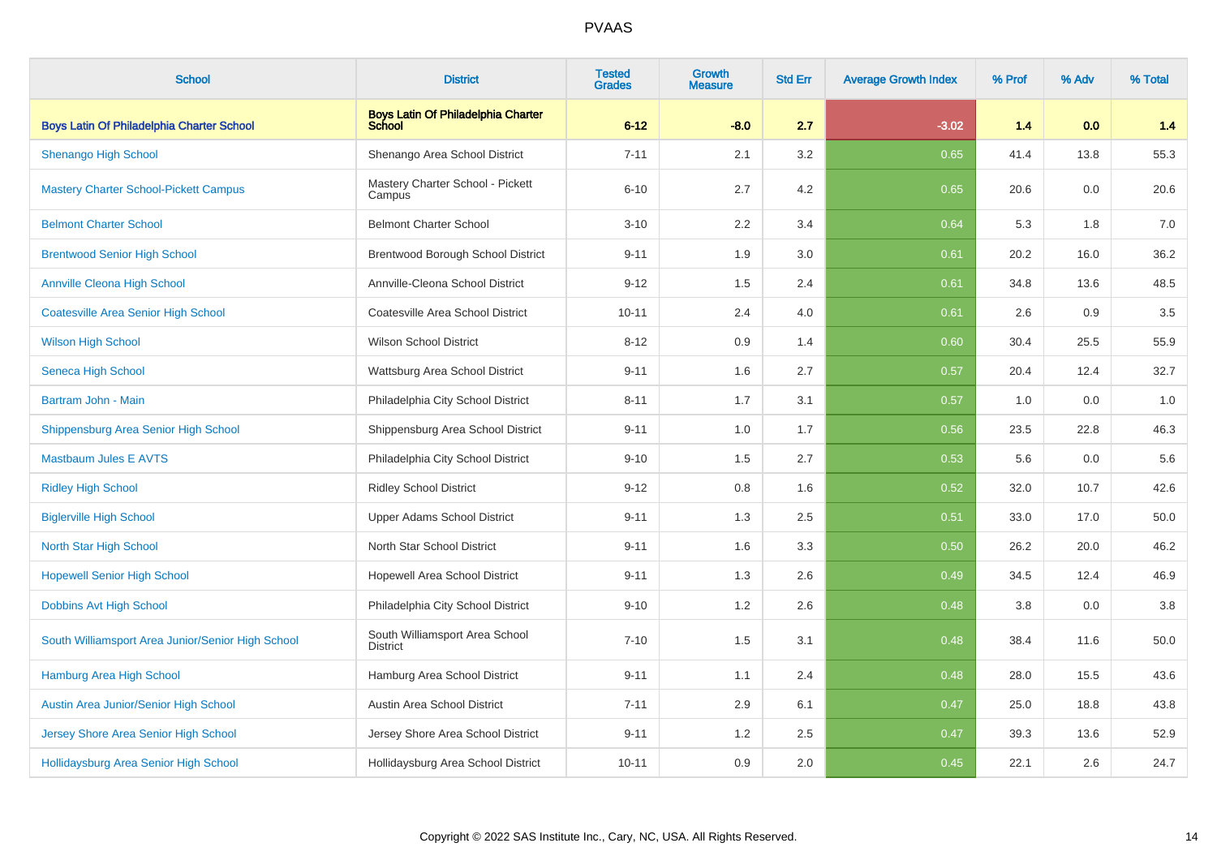# PVAAS

| School | District | Tested Grades | Growth Measure | Std Err | Average Growth Index | % Prof | % Adv | % Total |
|---|---|---|---|---|---|---|---|---|
| **Boys Latin Of Philadelphia Charter School** | **Boys Latin Of Philadelphia Charter School** | **6-12** | **-8.0** | **2.7** | **-3.02** | **1.4** | **0.0** | **1.4** |
| Shenango High School | Shenango Area School District | 7-11 | 2.1 | 3.2 | 0.65 | 41.4 | 13.8 | 55.3 |
| Mastery Charter School-Pickett Campus | Mastery Charter School - Pickett Campus | 6-10 | 2.7 | 4.2 | 0.65 | 20.6 | 0.0 | 20.6 |
| Belmont Charter School | Belmont Charter School | 3-10 | 2.2 | 3.4 | 0.64 | 5.3 | 1.8 | 7.0 |
| Brentwood Senior High School | Brentwood Borough School District | 9-11 | 1.9 | 3.0 | 0.61 | 20.2 | 16.0 | 36.2 |
| Annville Cleona High School | Annville-Cleona School District | 9-12 | 1.5 | 2.4 | 0.61 | 34.8 | 13.6 | 48.5 |
| Coatesville Area Senior High School | Coatesville Area School District | 10-11 | 2.4 | 4.0 | 0.61 | 2.6 | 0.9 | 3.5 |
| Wilson High School | Wilson School District | 8-12 | 0.9 | 1.4 | 0.60 | 30.4 | 25.5 | 55.9 |
| Seneca High School | Wattsburg Area School District | 9-11 | 1.6 | 2.7 | 0.57 | 20.4 | 12.4 | 32.7 |
| Bartram John - Main | Philadelphia City School District | 8-11 | 1.7 | 3.1 | 0.57 | 1.0 | 0.0 | 1.0 |
| Shippensburg Area Senior High School | Shippensburg Area School District | 9-11 | 1.0 | 1.7 | 0.56 | 23.5 | 22.8 | 46.3 |
| Mastbaum Jules E AVTS | Philadelphia City School District | 9-10 | 1.5 | 2.7 | 0.53 | 5.6 | 0.0 | 5.6 |
| Ridley High School | Ridley School District | 9-12 | 0.8 | 1.6 | 0.52 | 32.0 | 10.7 | 42.6 |
| Biglerville High School | Upper Adams School District | 9-11 | 1.3 | 2.5 | 0.51 | 33.0 | 17.0 | 50.0 |
| North Star High School | North Star School District | 9-11 | 1.6 | 3.3 | 0.50 | 26.2 | 20.0 | 46.2 |
| Hopewell Senior High School | Hopewell Area School District | 9-11 | 1.3 | 2.6 | 0.49 | 34.5 | 12.4 | 46.9 |
| Dobbins Avt High School | Philadelphia City School District | 9-10 | 1.2 | 2.6 | 0.48 | 3.8 | 0.0 | 3.8 |
| South Williamsport Area Junior/Senior High School | South Williamsport Area School District | 7-10 | 1.5 | 3.1 | 0.48 | 38.4 | 11.6 | 50.0 |
| Hamburg Area High School | Hamburg Area School District | 9-11 | 1.1 | 2.4 | 0.48 | 28.0 | 15.5 | 43.6 |
| Austin Area Junior/Senior High School | Austin Area School District | 7-11 | 2.9 | 6.1 | 0.47 | 25.0 | 18.8 | 43.8 |
| Jersey Shore Area Senior High School | Jersey Shore Area School District | 9-11 | 1.2 | 2.5 | 0.47 | 39.3 | 13.6 | 52.9 |
| Hollidaysburg Area Senior High School | Hollidaysburg Area School District | 10-11 | 0.9 | 2.0 | 0.45 | 22.1 | 2.6 | 24.7 |

Copyright © 2022 SAS Institute Inc., Cary, NC, USA. All Rights Reserved.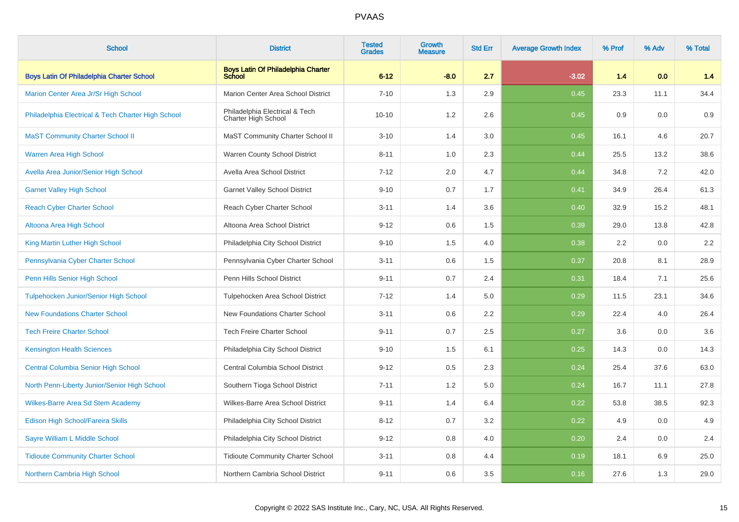# PVAAS

| School | District | Tested Grades | Growth Measure | Std Err | Average Growth Index | % Prof | % Adv | % Total |
|---|---|---|---|---|---|---|---|---|
| **Boys Latin Of Philadelphia Charter School** | **Boys Latin Of Philadelphia Charter School** | **6-12** | **-8.0** | **2.7** | **-3.02** | **1.4** | **0.0** | **1.4** |
| Marion Center Area Jr/Sr High School | Marion Center Area School District | 7-10 | 1.3 | 2.9 | 0.45 | 23.3 | 11.1 | 34.4 |
| Philadelphia Electrical & Tech Charter High School | Philadelphia Electrical & Tech Charter High School | 10-10 | 1.2 | 2.6 | 0.45 | 0.9 | 0.0 | 0.9 |
| MaST Community Charter School II | MaST Community Charter School II | 3-10 | 1.4 | 3.0 | 0.45 | 16.1 | 4.6 | 20.7 |
| Warren Area High School | Warren County School District | 8-11 | 1.0 | 2.3 | 0.44 | 25.5 | 13.2 | 38.6 |
| Avella Area Junior/Senior High School | Avella Area School District | 7-12 | 2.0 | 4.7 | 0.44 | 34.8 | 7.2 | 42.0 |
| Garnet Valley High School | Garnet Valley School District | 9-10 | 0.7 | 1.7 | 0.41 | 34.9 | 26.4 | 61.3 |
| Reach Cyber Charter School | Reach Cyber Charter School | 3-11 | 1.4 | 3.6 | 0.40 | 32.9 | 15.2 | 48.1 |
| Altoona Area High School | Altoona Area School District | 9-12 | 0.6 | 1.5 | 0.39 | 29.0 | 13.8 | 42.8 |
| King Martin Luther High School | Philadelphia City School District | 9-10 | 1.5 | 4.0 | 0.38 | 2.2 | 0.0 | 2.2 |
| Pennsylvania Cyber Charter School | Pennsylvania Cyber Charter School | 3-11 | 0.6 | 1.5 | 0.37 | 20.8 | 8.1 | 28.9 |
| Penn Hills Senior High School | Penn Hills School District | 9-11 | 0.7 | 2.4 | 0.31 | 18.4 | 7.1 | 25.6 |
| Tulpehocken Junior/Senior High School | Tulpehocken Area School District | 7-12 | 1.4 | 5.0 | 0.29 | 11.5 | 23.1 | 34.6 |
| New Foundations Charter School | New Foundations Charter School | 3-11 | 0.6 | 2.2 | 0.29 | 22.4 | 4.0 | 26.4 |
| Tech Freire Charter School | Tech Freire Charter School | 9-11 | 0.7 | 2.5 | 0.27 | 3.6 | 0.0 | 3.6 |
| Kensington Health Sciences | Philadelphia City School District | 9-10 | 1.5 | 6.1 | 0.25 | 14.3 | 0.0 | 14.3 |
| Central Columbia Senior High School | Central Columbia School District | 9-12 | 0.5 | 2.3 | 0.24 | 25.4 | 37.6 | 63.0 |
| North Penn-Liberty Junior/Senior High School | Southern Tioga School District | 7-11 | 1.2 | 5.0 | 0.24 | 16.7 | 11.1 | 27.8 |
| Wilkes-Barre Area Sd Stem Academy | Wilkes-Barre Area School District | 9-11 | 1.4 | 6.4 | 0.22 | 53.8 | 38.5 | 92.3 |
| Edison High School/Fareira Skills | Philadelphia City School District | 8-12 | 0.7 | 3.2 | 0.22 | 4.9 | 0.0 | 4.9 |
| Sayre William L Middle School | Philadelphia City School District | 9-12 | 0.8 | 4.0 | 0.20 | 2.4 | 0.0 | 2.4 |
| Tidioute Community Charter School | Tidioute Community Charter School | 3-11 | 0.8 | 4.4 | 0.19 | 18.1 | 6.9 | 25.0 |
| Northern Cambria High School | Northern Cambria School District | 9-11 | 0.6 | 3.5 | 0.16 | 27.6 | 1.3 | 29.0 |

Copyright © 2022 SAS Institute Inc., Cary, NC, USA. All Rights Reserved.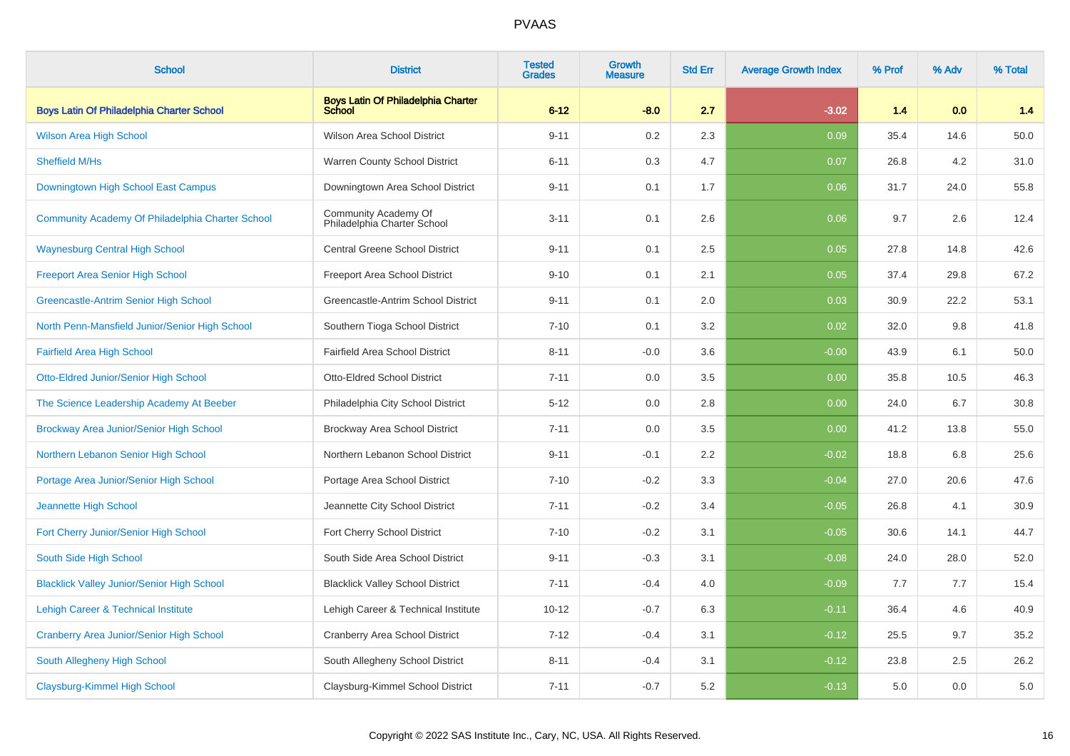# PVAAS

| School | District | Tested Grades | Growth Measure | Std Err | Average Growth Index | % Prof | % Adv | % Total |
|---|---|---|---|---|---|---|---|---|
| **Boys Latin Of Philadelphia Charter School** | **Boys Latin Of Philadelphia Charter School** | **6-12** | **-8.0** | **2.7** | **-3.02** | **1.4** | **0.0** | **1.4** |
| Wilson Area High School | Wilson Area School District | 9-11 | 0.2 | 2.3 | 0.09 | 35.4 | 14.6 | 50.0 |
| Sheffield M/Hs | Warren County School District | 6-11 | 0.3 | 4.7 | 0.07 | 26.8 | 4.2 | 31.0 |
| Downingtown High School East Campus | Downingtown Area School District | 9-11 | 0.1 | 1.7 | 0.06 | 31.7 | 24.0 | 55.8 |
| Community Academy Of Philadelphia Charter School | Community Academy Of Philadelphia Charter School | 3-11 | 0.1 | 2.6 | 0.06 | 9.7 | 2.6 | 12.4 |
| Waynesburg Central High School | Central Greene School District | 9-11 | 0.1 | 2.5 | 0.05 | 27.8 | 14.8 | 42.6 |
| Freeport Area Senior High School | Freeport Area School District | 9-10 | 0.1 | 2.1 | 0.05 | 37.4 | 29.8 | 67.2 |
| Greencastle-Antrim Senior High School | Greencastle-Antrim School District | 9-11 | 0.1 | 2.0 | 0.03 | 30.9 | 22.2 | 53.1 |
| North Penn-Mansfield Junior/Senior High School | Southern Tioga School District | 7-10 | 0.1 | 3.2 | 0.02 | 32.0 | 9.8 | 41.8 |
| Fairfield Area High School | Fairfield Area School District | 8-11 | -0.0 | 3.6 | -0.00 | 43.9 | 6.1 | 50.0 |
| Otto-Eldred Junior/Senior High School | Otto-Eldred School District | 7-11 | 0.0 | 3.5 | 0.00 | 35.8 | 10.5 | 46.3 |
| The Science Leadership Academy At Beeber | Philadelphia City School District | 5-12 | 0.0 | 2.8 | 0.00 | 24.0 | 6.7 | 30.8 |
| Brockway Area Junior/Senior High School | Brockway Area School District | 7-11 | 0.0 | 3.5 | 0.00 | 41.2 | 13.8 | 55.0 |
| Northern Lebanon Senior High School | Northern Lebanon School District | 9-11 | -0.1 | 2.2 | -0.02 | 18.8 | 6.8 | 25.6 |
| Portage Area Junior/Senior High School | Portage Area School District | 7-10 | -0.2 | 3.3 | -0.04 | 27.0 | 20.6 | 47.6 |
| Jeannette High School | Jeannette City School District | 7-11 | -0.2 | 3.4 | -0.05 | 26.8 | 4.1 | 30.9 |
| Fort Cherry Junior/Senior High School | Fort Cherry School District | 7-10 | -0.2 | 3.1 | -0.05 | 30.6 | 14.1 | 44.7 |
| South Side High School | South Side Area School District | 9-11 | -0.3 | 3.1 | -0.08 | 24.0 | 28.0 | 52.0 |
| Blacklick Valley Junior/Senior High School | Blacklick Valley School District | 7-11 | -0.4 | 4.0 | -0.09 | 7.7 | 7.7 | 15.4 |
| Lehigh Career & Technical Institute | Lehigh Career & Technical Institute | 10-12 | -0.7 | 6.3 | -0.11 | 36.4 | 4.6 | 40.9 |
| Cranberry Area Junior/Senior High School | Cranberry Area School District | 7-12 | -0.4 | 3.1 | -0.12 | 25.5 | 9.7 | 35.2 |
| South Allegheny High School | South Allegheny School District | 8-11 | -0.4 | 3.1 | -0.12 | 23.8 | 2.5 | 26.2 |
| Claysburg-Kimmel High School | Claysburg-Kimmel School District | 7-11 | -0.7 | 5.2 | -0.13 | 5.0 | 0.0 | 5.0 |

Copyright © 2022 SAS Institute Inc., Cary, NC, USA. All Rights Reserved.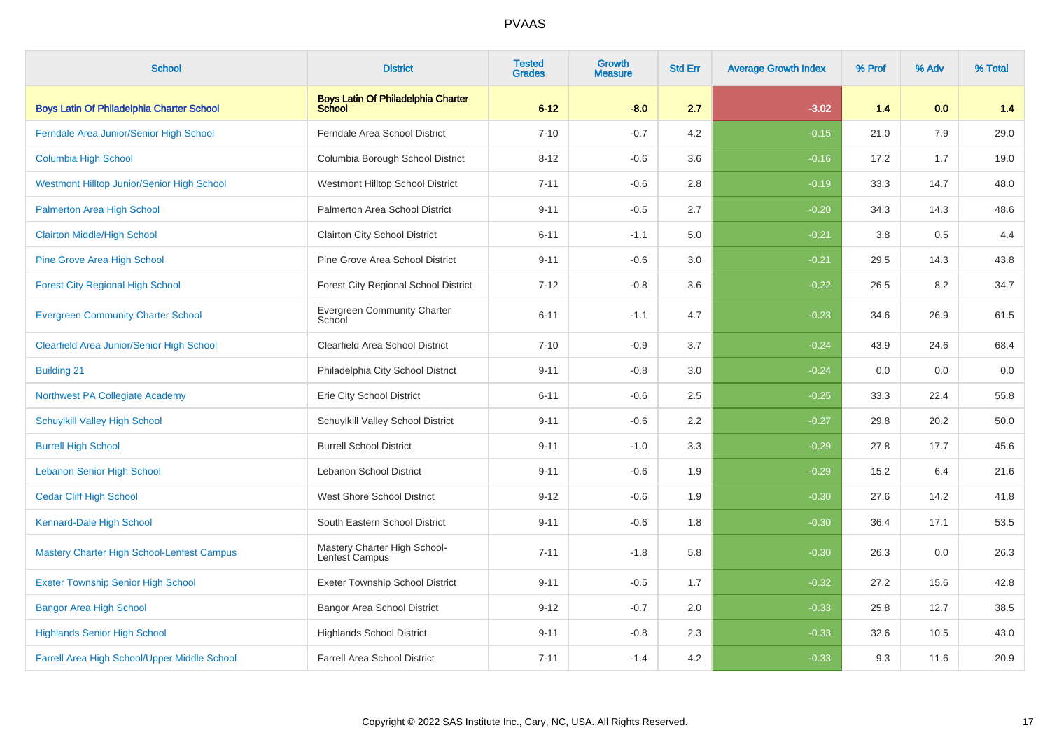# PVAAS

| School | District | Tested Grades | Growth Measure | Std Err | Average Growth Index | % Prof | % Adv | % Total |
|---|---|---|---|---|---|---|---|---|
| **Boys Latin Of Philadelphia Charter School** | **Boys Latin Of Philadelphia Charter School** | **6-12** | **-8.0** | **2.7** | **-3.02** | **1.4** | **0.0** | **1.4** |
| Ferndale Area Junior/Senior High School | Ferndale Area School District | 7-10 | -0.7 | 4.2 | -0.15 | 21.0 | 7.9 | 29.0 |
| Columbia High School | Columbia Borough School District | 8-12 | -0.6 | 3.6 | -0.16 | 17.2 | 1.7 | 19.0 |
| Westmont Hilltop Junior/Senior High School | Westmont Hilltop School District | 7-11 | -0.6 | 2.8 | -0.19 | 33.3 | 14.7 | 48.0 |
| Palmerton Area High School | Palmerton Area School District | 9-11 | -0.5 | 2.7 | -0.20 | 34.3 | 14.3 | 48.6 |
| Clairton Middle/High School | Clairton City School District | 6-11 | -1.1 | 5.0 | -0.21 | 3.8 | 0.5 | 4.4 |
| Pine Grove Area High School | Pine Grove Area School District | 9-11 | -0.6 | 3.0 | -0.21 | 29.5 | 14.3 | 43.8 |
| Forest City Regional High School | Forest City Regional School District | 7-12 | -0.8 | 3.6 | -0.22 | 26.5 | 8.2 | 34.7 |
| Evergreen Community Charter School | Evergreen Community Charter School | 6-11 | -1.1 | 4.7 | -0.23 | 34.6 | 26.9 | 61.5 |
| Clearfield Area Junior/Senior High School | Clearfield Area School District | 7-10 | -0.9 | 3.7 | -0.24 | 43.9 | 24.6 | 68.4 |
| Building 21 | Philadelphia City School District | 9-11 | -0.8 | 3.0 | -0.24 | 0.0 | 0.0 | 0.0 |
| Northwest PA Collegiate Academy | Erie City School District | 6-11 | -0.6 | 2.5 | -0.25 | 33.3 | 22.4 | 55.8 |
| Schuylkill Valley High School | Schuylkill Valley School District | 9-11 | -0.6 | 2.2 | -0.27 | 29.8 | 20.2 | 50.0 |
| Burrell High School | Burrell School District | 9-11 | -1.0 | 3.3 | -0.29 | 27.8 | 17.7 | 45.6 |
| Lebanon Senior High School | Lebanon School District | 9-11 | -0.6 | 1.9 | -0.29 | 15.2 | 6.4 | 21.6 |
| Cedar Cliff High School | West Shore School District | 9-12 | -0.6 | 1.9 | -0.30 | 27.6 | 14.2 | 41.8 |
| Kennard-Dale High School | South Eastern School District | 9-11 | -0.6 | 1.8 | -0.30 | 36.4 | 17.1 | 53.5 |
| Mastery Charter High School-Lenfest Campus | Mastery Charter High School-Lenfest Campus | 7-11 | -1.8 | 5.8 | -0.30 | 26.3 | 0.0 | 26.3 |
| Exeter Township Senior High School | Exeter Township School District | 9-11 | -0.5 | 1.7 | -0.32 | 27.2 | 15.6 | 42.8 |
| Bangor Area High School | Bangor Area School District | 9-12 | -0.7 | 2.0 | -0.33 | 25.8 | 12.7 | 38.5 |
| Highlands Senior High School | Highlands School District | 9-11 | -0.8 | 2.3 | -0.33 | 32.6 | 10.5 | 43.0 |
| Farrell Area High School/Upper Middle School | Farrell Area School District | 7-11 | -1.4 | 4.2 | -0.33 | 9.3 | 11.6 | 20.9 |

Copyright © 2022 SAS Institute Inc., Cary, NC, USA. All Rights Reserved.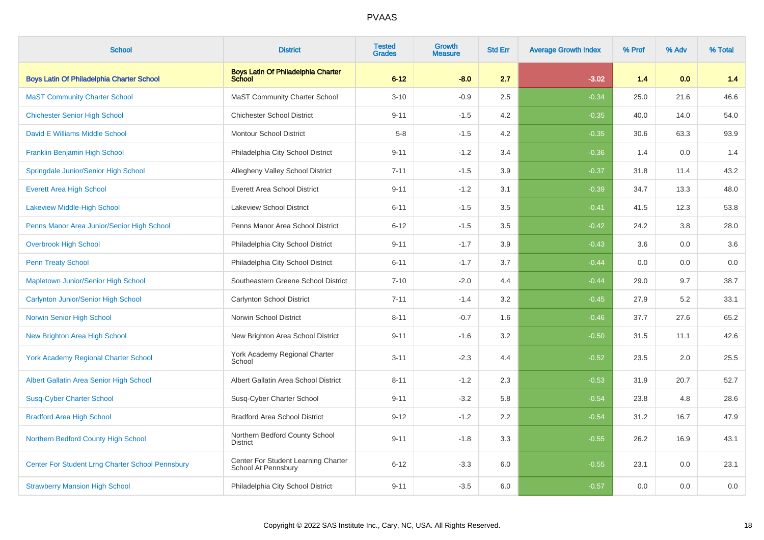| School | District | Tested Grades | Growth Measure | Std Err | Average Growth Index | % Prof | % Adv | % Total |
|---|---|---|---|---|---|---|---|---|
| **Boys Latin Of Philadelphia Charter School** | **Boys Latin Of Philadelphia Charter School** | **6-12** | **-8.0** | **2.7** | **-3.02** | **1.4** | **0.0** | **1.4** |
| MaST Community Charter School | MaST Community Charter School | 3-10 | -0.9 | 2.5 | -0.34 | 25.0 | 21.6 | 46.6 |
| Chichester Senior High School | Chichester School District | 9-11 | -1.5 | 4.2 | -0.35 | 40.0 | 14.0 | 54.0 |
| David E Williams Middle School | Montour School District | 5-8 | -1.5 | 4.2 | -0.35 | 30.6 | 63.3 | 93.9 |
| Franklin Benjamin High School | Philadelphia City School District | 9-11 | -1.2 | 3.4 | -0.36 | 1.4 | 0.0 | 1.4 |
| Springdale Junior/Senior High School | Allegheny Valley School District | 7-11 | -1.5 | 3.9 | -0.37 | 31.8 | 11.4 | 43.2 |
| Everett Area High School | Everett Area School District | 9-11 | -1.2 | 3.1 | -0.39 | 34.7 | 13.3 | 48.0 |
| Lakeview Middle-High School | Lakeview School District | 6-11 | -1.5 | 3.5 | -0.41 | 41.5 | 12.3 | 53.8 |
| Penns Manor Area Junior/Senior High School | Penns Manor Area School District | 6-12 | -1.5 | 3.5 | -0.42 | 24.2 | 3.8 | 28.0 |
| Overbrook High School | Philadelphia City School District | 9-11 | -1.7 | 3.9 | -0.43 | 3.6 | 0.0 | 3.6 |
| Penn Treaty School | Philadelphia City School District | 6-11 | -1.7 | 3.7 | -0.44 | 0.0 | 0.0 | 0.0 |
| Mapletown Junior/Senior High School | Southeastern Greene School District | 7-10 | -2.0 | 4.4 | -0.44 | 29.0 | 9.7 | 38.7 |
| Carlynton Junior/Senior High School | Carlynton School District | 7-11 | -1.4 | 3.2 | -0.45 | 27.9 | 5.2 | 33.1 |
| Norwin Senior High School | Norwin School District | 8-11 | -0.7 | 1.6 | -0.46 | 37.7 | 27.6 | 65.2 |
| New Brighton Area High School | New Brighton Area School District | 9-11 | -1.6 | 3.2 | -0.50 | 31.5 | 11.1 | 42.6 |
| York Academy Regional Charter School | York Academy Regional Charter School | 3-11 | -2.3 | 4.4 | -0.52 | 23.5 | 2.0 | 25.5 |
| Albert Gallatin Area Senior High School | Albert Gallatin Area School District | 8-11 | -1.2 | 2.3 | -0.53 | 31.9 | 20.7 | 52.7 |
| Susq-Cyber Charter School | Susq-Cyber Charter School | 9-11 | -3.2 | 5.8 | -0.54 | 23.8 | 4.8 | 28.6 |
| Bradford Area High School | Bradford Area School District | 9-12 | -1.2 | 2.2 | -0.54 | 31.2 | 16.7 | 47.9 |
| Northern Bedford County High School | Northern Bedford County School District | 9-11 | -1.8 | 3.3 | -0.55 | 26.2 | 16.9 | 43.1 |
| Center For Student Lrng Charter School Pennsbury | Center For Student Learning Charter School At Pennsbury | 6-12 | -3.3 | 6.0 | -0.55 | 23.1 | 0.0 | 23.1 |
| Strawberry Mansion High School | Philadelphia City School District | 9-11 | -3.5 | 6.0 | -0.57 | 0.0 | 0.0 | 0.0 |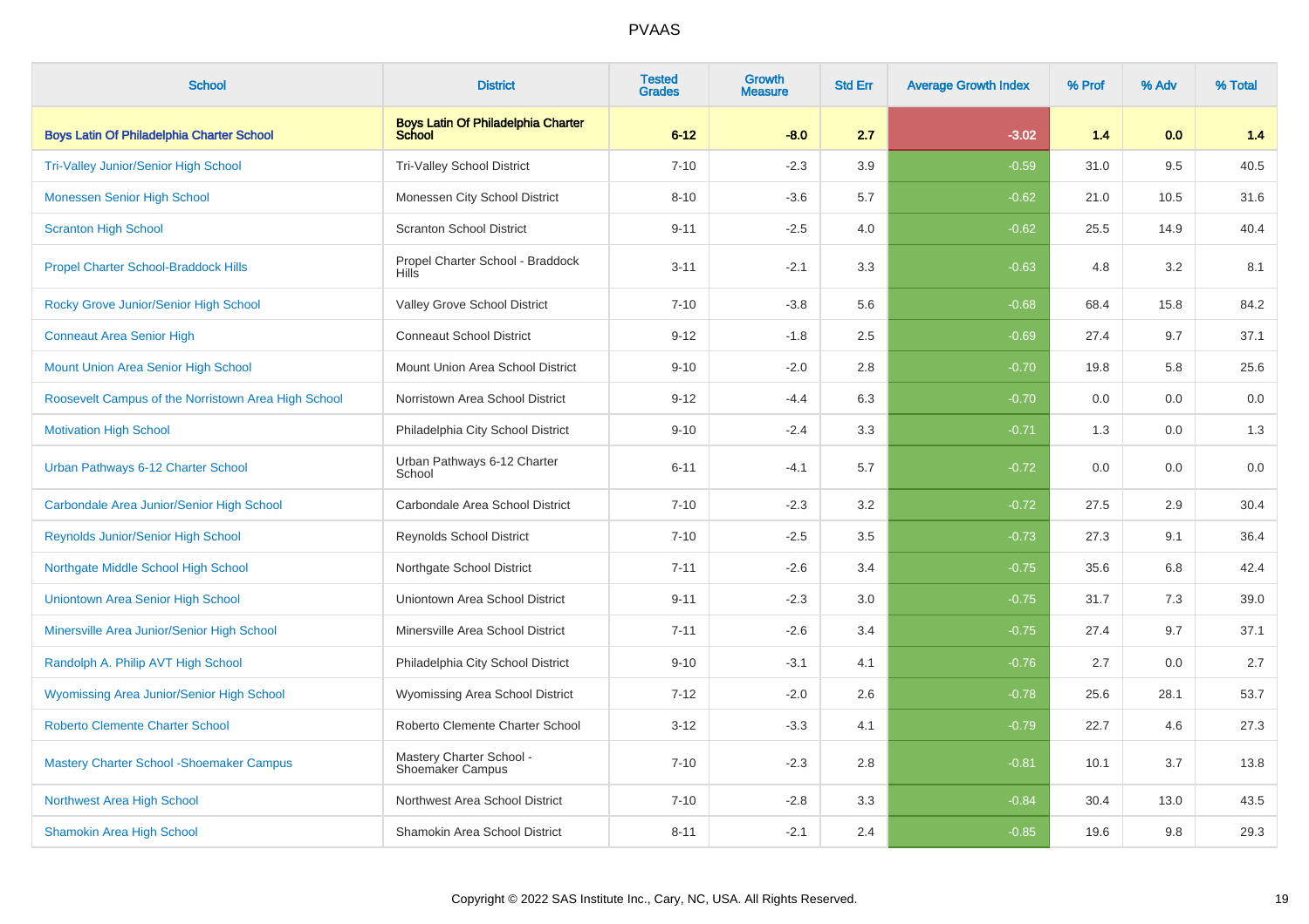# PVAAS

| School | District | Tested Grades | Growth Measure | Std Err | Average Growth Index | % Prof | % Adv | % Total |
|---|---|---|---|---|---|---|---|---|
| **Boys Latin Of Philadelphia Charter School** | **Boys Latin Of Philadelphia Charter School** | **6-12** | **-8.0** | **2.7** | **-3.02** | **1.4** | **0.0** | **1.4** |
| Tri-Valley Junior/Senior High School | Tri-Valley School District | 7-10 | -2.3 | 3.9 | -0.59 | 31.0 | 9.5 | 40.5 |
| Monessen Senior High School | Monessen City School District | 8-10 | -3.6 | 5.7 | -0.62 | 21.0 | 10.5 | 31.6 |
| Scranton High School | Scranton School District | 9-11 | -2.5 | 4.0 | -0.62 | 25.5 | 14.9 | 40.4 |
| Propel Charter School-Braddock Hills | Propel Charter School - Braddock Hills | 3-11 | -2.1 | 3.3 | -0.63 | 4.8 | 3.2 | 8.1 |
| Rocky Grove Junior/Senior High School | Valley Grove School District | 7-10 | -3.8 | 5.6 | -0.68 | 68.4 | 15.8 | 84.2 |
| Conneaut Area Senior High | Conneaut School District | 9-12 | -1.8 | 2.5 | -0.69 | 27.4 | 9.7 | 37.1 |
| Mount Union Area Senior High School | Mount Union Area School District | 9-10 | -2.0 | 2.8 | -0.70 | 19.8 | 5.8 | 25.6 |
| Roosevelt Campus of the Norristown Area High School | Norristown Area School District | 9-12 | -4.4 | 6.3 | -0.70 | 0.0 | 0.0 | 0.0 |
| Motivation High School | Philadelphia City School District | 9-10 | -2.4 | 3.3 | -0.71 | 1.3 | 0.0 | 1.3 |
| Urban Pathways 6-12 Charter School | Urban Pathways 6-12 Charter School | 6-11 | -4.1 | 5.7 | -0.72 | 0.0 | 0.0 | 0.0 |
| Carbondale Area Junior/Senior High School | Carbondale Area School District | 7-10 | -2.3 | 3.2 | -0.72 | 27.5 | 2.9 | 30.4 |
| Reynolds Junior/Senior High School | Reynolds School District | 7-10 | -2.5 | 3.5 | -0.73 | 27.3 | 9.1 | 36.4 |
| Northgate Middle School High School | Northgate School District | 7-11 | -2.6 | 3.4 | -0.75 | 35.6 | 6.8 | 42.4 |
| Uniontown Area Senior High School | Uniontown Area School District | 9-11 | -2.3 | 3.0 | -0.75 | 31.7 | 7.3 | 39.0 |
| Minersville Area Junior/Senior High School | Minersville Area School District | 7-11 | -2.6 | 3.4 | -0.75 | 27.4 | 9.7 | 37.1 |
| Randolph A. Philip AVT High School | Philadelphia City School District | 9-10 | -3.1 | 4.1 | -0.76 | 2.7 | 0.0 | 2.7 |
| Wyomissing Area Junior/Senior High School | Wyomissing Area School District | 7-12 | -2.0 | 2.6 | -0.78 | 25.6 | 28.1 | 53.7 |
| Roberto Clemente Charter School | Roberto Clemente Charter School | 3-12 | -3.3 | 4.1 | -0.79 | 22.7 | 4.6 | 27.3 |
| Mastery Charter School -Shoemaker Campus | Mastery Charter School - Shoemaker Campus | 7-10 | -2.3 | 2.8 | -0.81 | 10.1 | 3.7 | 13.8 |
| Northwest Area High School | Northwest Area School District | 7-10 | -2.8 | 3.3 | -0.84 | 30.4 | 13.0 | 43.5 |
| Shamokin Area High School | Shamokin Area School District | 8-11 | -2.1 | 2.4 | -0.85 | 19.6 | 9.8 | 29.3 |

Copyright © 2022 SAS Institute Inc., Cary, NC, USA. All Rights Reserved.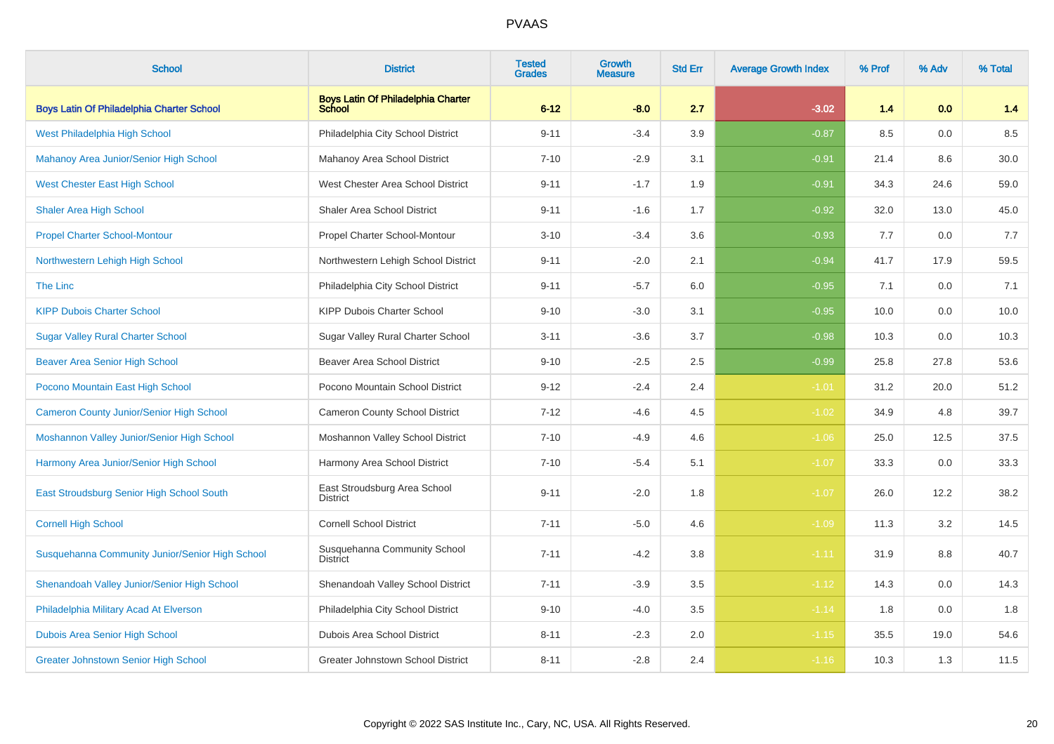# PVAAS

| School | District | Tested Grades | Growth Measure | Std Err | Average Growth Index | % Prof | % Adv | % Total |
|---|---|---|---|---|---|---|---|---|
| **Boys Latin Of Philadelphia Charter School** | **Boys Latin Of Philadelphia Charter School** | **6-12** | **-8.0** | **2.7** | **-3.02** | **1.4** | **0.0** | **1.4** |
| West Philadelphia High School | Philadelphia City School District | 9-11 | -3.4 | 3.9 | -0.87 | 8.5 | 0.0 | 8.5 |
| Mahanoy Area Junior/Senior High School | Mahanoy Area School District | 7-10 | -2.9 | 3.1 | -0.91 | 21.4 | 8.6 | 30.0 |
| West Chester East High School | West Chester Area School District | 9-11 | -1.7 | 1.9 | -0.91 | 34.3 | 24.6 | 59.0 |
| Shaler Area High School | Shaler Area School District | 9-11 | -1.6 | 1.7 | -0.92 | 32.0 | 13.0 | 45.0 |
| Propel Charter School-Montour | Propel Charter School-Montour | 3-10 | -3.4 | 3.6 | -0.93 | 7.7 | 0.0 | 7.7 |
| Northwestern Lehigh High School | Northwestern Lehigh School District | 9-11 | -2.0 | 2.1 | -0.94 | 41.7 | 17.9 | 59.5 |
| The Linc | Philadelphia City School District | 9-11 | -5.7 | 6.0 | -0.95 | 7.1 | 0.0 | 7.1 |
| KIPP Dubois Charter School | KIPP Dubois Charter School | 9-10 | -3.0 | 3.1 | -0.95 | 10.0 | 0.0 | 10.0 |
| Sugar Valley Rural Charter School | Sugar Valley Rural Charter School | 3-11 | -3.6 | 3.7 | -0.98 | 10.3 | 0.0 | 10.3 |
| Beaver Area Senior High School | Beaver Area School District | 9-10 | -2.5 | 2.5 | -0.99 | 25.8 | 27.8 | 53.6 |
| Pocono Mountain East High School | Pocono Mountain School District | 9-12 | -2.4 | 2.4 | -1.01 | 31.2 | 20.0 | 51.2 |
| Cameron County Junior/Senior High School | Cameron County School District | 7-12 | -4.6 | 4.5 | -1.02 | 34.9 | 4.8 | 39.7 |
| Moshannon Valley Junior/Senior High School | Moshannon Valley School District | 7-10 | -4.9 | 4.6 | -1.06 | 25.0 | 12.5 | 37.5 |
| Harmony Area Junior/Senior High School | Harmony Area School District | 7-10 | -5.4 | 5.1 | -1.07 | 33.3 | 0.0 | 33.3 |
| East Stroudsburg Senior High School South | East Stroudsburg Area School District | 9-11 | -2.0 | 1.8 | -1.07 | 26.0 | 12.2 | 38.2 |
| Cornell High School | Cornell School District | 7-11 | -5.0 | 4.6 | -1.09 | 11.3 | 3.2 | 14.5 |
| Susquehanna Community Junior/Senior High School | Susquehanna Community School District | 7-11 | -4.2 | 3.8 | -1.11 | 31.9 | 8.8 | 40.7 |
| Shenandoah Valley Junior/Senior High School | Shenandoah Valley School District | 7-11 | -3.9 | 3.5 | -1.12 | 14.3 | 0.0 | 14.3 |
| Philadelphia Military Acad At Elverson | Philadelphia City School District | 9-10 | -4.0 | 3.5 | -1.14 | 1.8 | 0.0 | 1.8 |
| Dubois Area Senior High School | Dubois Area School District | 8-11 | -2.3 | 2.0 | -1.15 | 35.5 | 19.0 | 54.6 |
| Greater Johnstown Senior High School | Greater Johnstown School District | 8-11 | -2.8 | 2.4 | -1.16 | 10.3 | 1.3 | 11.5 |

Copyright © 2022 SAS Institute Inc., Cary, NC, USA. All Rights Reserved.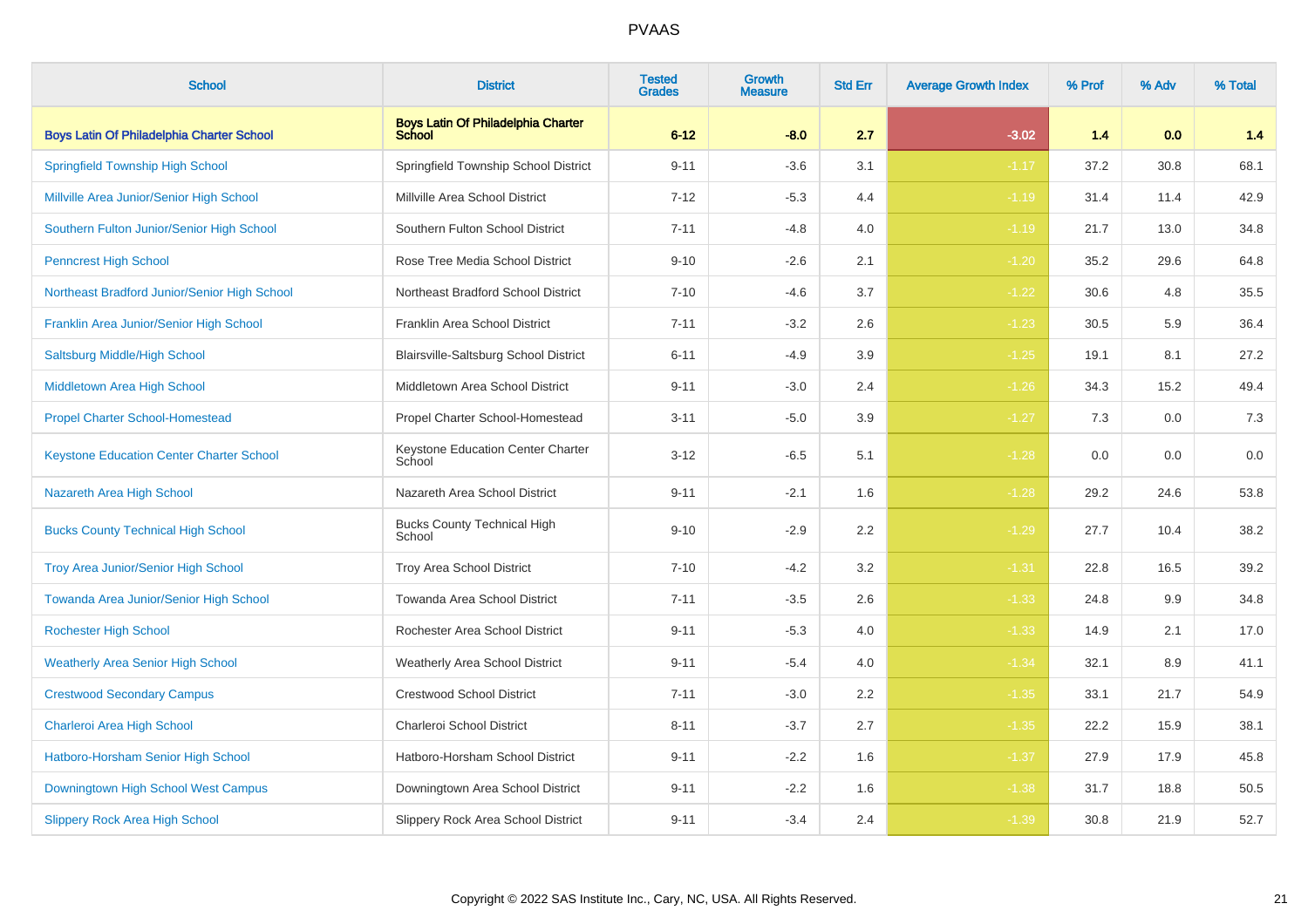| School | District | Tested Grades | Growth Measure | Std Err | Average Growth Index | % Prof | % Adv | % Total |
|---|---|---|---|---|---|---|---|---|
| **Boys Latin Of Philadelphia Charter School** | **Boys Latin Of Philadelphia Charter School** | **6-12** | **-8.0** | **2.7** | **-3.02** | **1.4** | **0.0** | **1.4** |
| Springfield Township High School | Springfield Township School District | 9-11 | -3.6 | 3.1 | -1.17 | 37.2 | 30.8 | 68.1 |
| Millville Area Junior/Senior High School | Millville Area School District | 7-12 | -5.3 | 4.4 | -1.19 | 31.4 | 11.4 | 42.9 |
| Southern Fulton Junior/Senior High School | Southern Fulton School District | 7-11 | -4.8 | 4.0 | -1.19 | 21.7 | 13.0 | 34.8 |
| Penncrest High School | Rose Tree Media School District | 9-10 | -2.6 | 2.1 | -1.20 | 35.2 | 29.6 | 64.8 |
| Northeast Bradford Junior/Senior High School | Northeast Bradford School District | 7-10 | -4.6 | 3.7 | -1.22 | 30.6 | 4.8 | 35.5 |
| Franklin Area Junior/Senior High School | Franklin Area School District | 7-11 | -3.2 | 2.6 | -1.23 | 30.5 | 5.9 | 36.4 |
| Saltsburg Middle/High School | Blairsville-Saltsburg School District | 6-11 | -4.9 | 3.9 | -1.25 | 19.1 | 8.1 | 27.2 |
| Middletown Area High School | Middletown Area School District | 9-11 | -3.0 | 2.4 | -1.26 | 34.3 | 15.2 | 49.4 |
| Propel Charter School-Homestead | Propel Charter School-Homestead | 3-11 | -5.0 | 3.9 | -1.27 | 7.3 | 0.0 | 7.3 |
| Keystone Education Center Charter School | Keystone Education Center Charter School | 3-12 | -6.5 | 5.1 | -1.28 | 0.0 | 0.0 | 0.0 |
| Nazareth Area High School | Nazareth Area School District | 9-11 | -2.1 | 1.6 | -1.28 | 29.2 | 24.6 | 53.8 |
| Bucks County Technical High School | Bucks County Technical High School | 9-10 | -2.9 | 2.2 | -1.29 | 27.7 | 10.4 | 38.2 |
| Troy Area Junior/Senior High School | Troy Area School District | 7-10 | -4.2 | 3.2 | -1.31 | 22.8 | 16.5 | 39.2 |
| Towanda Area Junior/Senior High School | Towanda Area School District | 7-11 | -3.5 | 2.6 | -1.33 | 24.8 | 9.9 | 34.8 |
| Rochester High School | Rochester Area School District | 9-11 | -5.3 | 4.0 | -1.33 | 14.9 | 2.1 | 17.0 |
| Weatherly Area Senior High School | Weatherly Area School District | 9-11 | -5.4 | 4.0 | -1.34 | 32.1 | 8.9 | 41.1 |
| Crestwood Secondary Campus | Crestwood School District | 7-11 | -3.0 | 2.2 | -1.35 | 33.1 | 21.7 | 54.9 |
| Charleroi Area High School | Charleroi School District | 8-11 | -3.7 | 2.7 | -1.35 | 22.2 | 15.9 | 38.1 |
| Hatboro-Horsham Senior High School | Hatboro-Horsham School District | 9-11 | -2.2 | 1.6 | -1.37 | 27.9 | 17.9 | 45.8 |
| Downingtown High School West Campus | Downingtown Area School District | 9-11 | -2.2 | 1.6 | -1.38 | 31.7 | 18.8 | 50.5 |
| Slippery Rock Area High School | Slippery Rock Area School District | 9-11 | -3.4 | 2.4 | -1.39 | 30.8 | 21.9 | 52.7 |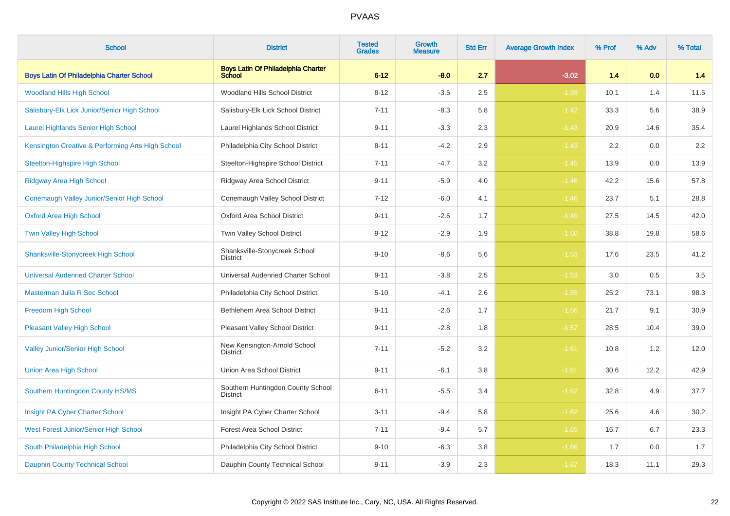# PVAAS

| School | District | Tested Grades | Growth Measure | Std Err | Average Growth Index | % Prof | % Adv | % Total |
|---|---|---|---|---|---|---|---|---|
| **Boys Latin Of Philadelphia Charter School** | **Boys Latin Of Philadelphia Charter School** | **6-12** | **-8.0** | **2.7** | **-3.02** | **1.4** | **0.0** | **1.4** |
| Woodland Hills High School | Woodland Hills School District | 8-12 | -3.5 | 2.5 | -1.39 | 10.1 | 1.4 | 11.5 |
| Salisbury-Elk Lick Junior/Senior High School | Salisbury-Elk Lick School District | 7-11 | -8.3 | 5.8 | -1.42 | 33.3 | 5.6 | 38.9 |
| Laurel Highlands Senior High School | Laurel Highlands School District | 9-11 | -3.3 | 2.3 | -1.43 | 20.9 | 14.6 | 35.4 |
| Kensington Creative & Performing Arts High School | Philadelphia City School District | 8-11 | -4.2 | 2.9 | -1.43 | 2.2 | 0.0 | 2.2 |
| Steelton-Highspire High School | Steelton-Highspire School District | 7-11 | -4.7 | 3.2 | -1.45 | 13.9 | 0.0 | 13.9 |
| Ridgway Area High School | Ridgway Area School District | 9-11 | -5.9 | 4.0 | -1.46 | 42.2 | 15.6 | 57.8 |
| Conemaugh Valley Junior/Senior High School | Conemaugh Valley School District | 7-12 | -6.0 | 4.1 | -1.46 | 23.7 | 5.1 | 28.8 |
| Oxford Area High School | Oxford Area School District | 9-11 | -2.6 | 1.7 | -1.49 | 27.5 | 14.5 | 42.0 |
| Twin Valley High School | Twin Valley School District | 9-12 | -2.9 | 1.9 | -1.50 | 38.8 | 19.8 | 58.6 |
| Shanksville-Stonycreek High School | Shanksville-Stonycreek School District | 9-10 | -8.6 | 5.6 | -1.53 | 17.6 | 23.5 | 41.2 |
| Universal Audenried Charter School | Universal Audenried Charter School | 9-11 | -3.8 | 2.5 | -1.53 | 3.0 | 0.5 | 3.5 |
| Masterman Julia R Sec School | Philadelphia City School District | 5-10 | -4.1 | 2.6 | -1.55 | 25.2 | 73.1 | 98.3 |
| Freedom High School | Bethlehem Area School District | 9-11 | -2.6 | 1.7 | -1.56 | 21.7 | 9.1 | 30.9 |
| Pleasant Valley High School | Pleasant Valley School District | 9-11 | -2.8 | 1.8 | -1.57 | 28.5 | 10.4 | 39.0 |
| Valley Junior/Senior High School | New Kensington-Arnold School District | 7-11 | -5.2 | 3.2 | -1.61 | 10.8 | 1.2 | 12.0 |
| Union Area High School | Union Area School District | 9-11 | -6.1 | 3.8 | -1.61 | 30.6 | 12.2 | 42.9 |
| Southern Huntingdon County HS/MS | Southern Huntingdon County School District | 6-11 | -5.5 | 3.4 | -1.62 | 32.8 | 4.9 | 37.7 |
| Insight PA Cyber Charter School | Insight PA Cyber Charter School | 3-11 | -9.4 | 5.8 | -1.62 | 25.6 | 4.6 | 30.2 |
| West Forest Junior/Senior High School | Forest Area School District | 7-11 | -9.4 | 5.7 | -1.65 | 16.7 | 6.7 | 23.3 |
| South Philadelphia High School | Philadelphia City School District | 9-10 | -6.3 | 3.8 | -1.66 | 1.7 | 0.0 | 1.7 |
| Dauphin County Technical School | Dauphin County Technical School | 9-11 | -3.9 | 2.3 | -1.67 | 18.3 | 11.1 | 29.3 |

Copyright © 2022 SAS Institute Inc., Cary, NC, USA. All Rights Reserved.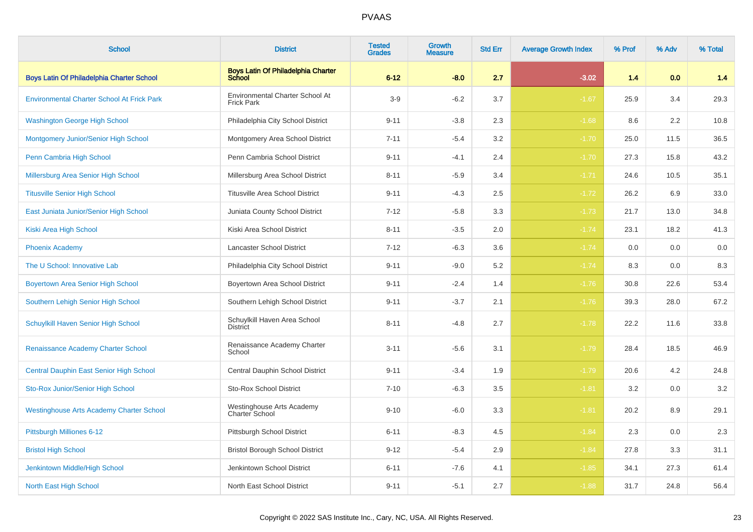| School | District | Tested Grades | Growth Measure | Std Err | Average Growth Index | % Prof | % Adv | % Total |
|---|---|---|---|---|---|---|---|---|
| **Boys Latin Of Philadelphia Charter School** | **Boys Latin Of Philadelphia Charter School** | **6-12** | **-8.0** | **2.7** | **-3.02** | **1.4** | **0.0** | **1.4** |
| Environmental Charter School At Frick Park | Environmental Charter School At Frick Park | 3-9 | -6.2 | 3.7 | -1.67 | 25.9 | 3.4 | 29.3 |
| Washington George High School | Philadelphia City School District | 9-11 | -3.8 | 2.3 | -1.68 | 8.6 | 2.2 | 10.8 |
| Montgomery Junior/Senior High School | Montgomery Area School District | 7-11 | -5.4 | 3.2 | -1.70 | 25.0 | 11.5 | 36.5 |
| Penn Cambria High School | Penn Cambria School District | 9-11 | -4.1 | 2.4 | -1.70 | 27.3 | 15.8 | 43.2 |
| Millersburg Area Senior High School | Millersburg Area School District | 8-11 | -5.9 | 3.4 | -1.71 | 24.6 | 10.5 | 35.1 |
| Titusville Senior High School | Titusville Area School District | 9-11 | -4.3 | 2.5 | -1.72 | 26.2 | 6.9 | 33.0 |
| East Juniata Junior/Senior High School | Juniata County School District | 7-12 | -5.8 | 3.3 | -1.73 | 21.7 | 13.0 | 34.8 |
| Kiski Area High School | Kiski Area School District | 8-11 | -3.5 | 2.0 | -1.74 | 23.1 | 18.2 | 41.3 |
| Phoenix Academy | Lancaster School District | 7-12 | -6.3 | 3.6 | -1.74 | 0.0 | 0.0 | 0.0 |
| The U School: Innovative Lab | Philadelphia City School District | 9-11 | -9.0 | 5.2 | -1.74 | 8.3 | 0.0 | 8.3 |
| Boyertown Area Senior High School | Boyertown Area School District | 9-11 | -2.4 | 1.4 | -1.76 | 30.8 | 22.6 | 53.4 |
| Southern Lehigh Senior High School | Southern Lehigh School District | 9-11 | -3.7 | 2.1 | -1.76 | 39.3 | 28.0 | 67.2 |
| Schuylkill Haven Senior High School | Schuylkill Haven Area School District | 8-11 | -4.8 | 2.7 | -1.78 | 22.2 | 11.6 | 33.8 |
| Renaissance Academy Charter School | Renaissance Academy Charter School | 3-11 | -5.6 | 3.1 | -1.79 | 28.4 | 18.5 | 46.9 |
| Central Dauphin East Senior High School | Central Dauphin School District | 9-11 | -3.4 | 1.9 | -1.79 | 20.6 | 4.2 | 24.8 |
| Sto-Rox Junior/Senior High School | Sto-Rox School District | 7-10 | -6.3 | 3.5 | -1.81 | 3.2 | 0.0 | 3.2 |
| Westinghouse Arts Academy Charter School | Westinghouse Arts Academy Charter School | 9-10 | -6.0 | 3.3 | -1.81 | 20.2 | 8.9 | 29.1 |
| Pittsburgh Milliones 6-12 | Pittsburgh School District | 6-11 | -8.3 | 4.5 | -1.84 | 2.3 | 0.0 | 2.3 |
| Bristol High School | Bristol Borough School District | 9-12 | -5.4 | 2.9 | -1.84 | 27.8 | 3.3 | 31.1 |
| Jenkintown Middle/High School | Jenkintown School District | 6-11 | -7.6 | 4.1 | -1.85 | 34.1 | 27.3 | 61.4 |
| North East High School | North East School District | 9-11 | -5.1 | 2.7 | -1.88 | 31.7 | 24.8 | 56.4 |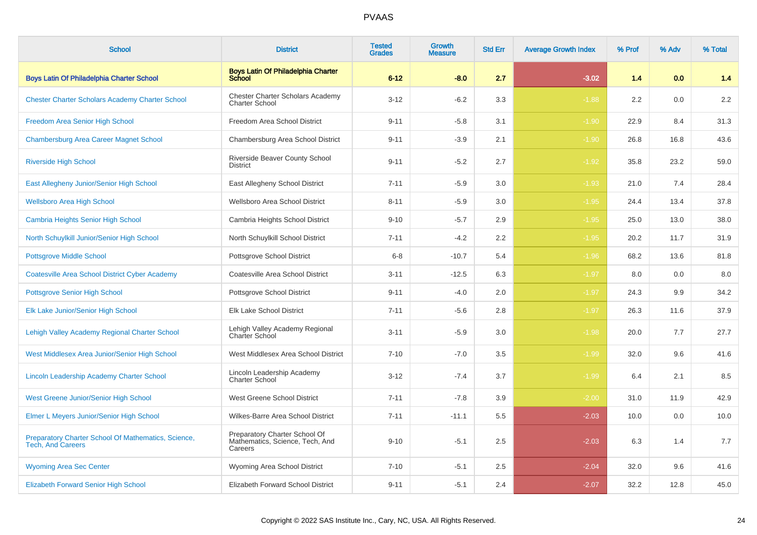# PVAAS

| School | District | Tested Grades | Growth Measure | Std Err | Average Growth Index | % Prof | % Adv | % Total |
|---|---|---|---|---|---|---|---|---|
| **Boys Latin Of Philadelphia Charter School** | **Boys Latin Of Philadelphia Charter School** | **6-12** | **-8.0** | **2.7** | **-3.02** | **1.4** | **0.0** | **1.4** |
| Chester Charter Scholars Academy Charter School | Chester Charter Scholars Academy Charter School | 3-12 | -6.2 | 3.3 | -1.88 | 2.2 | 0.0 | 2.2 |
| Freedom Area Senior High School | Freedom Area School District | 9-11 | -5.8 | 3.1 | -1.90 | 22.9 | 8.4 | 31.3 |
| Chambersburg Area Career Magnet School | Chambersburg Area School District | 9-11 | -3.9 | 2.1 | -1.90 | 26.8 | 16.8 | 43.6 |
| Riverside High School | Riverside Beaver County School District | 9-11 | -5.2 | 2.7 | -1.92 | 35.8 | 23.2 | 59.0 |
| East Allegheny Junior/Senior High School | East Allegheny School District | 7-11 | -5.9 | 3.0 | -1.93 | 21.0 | 7.4 | 28.4 |
| Wellsboro Area High School | Wellsboro Area School District | 8-11 | -5.9 | 3.0 | -1.95 | 24.4 | 13.4 | 37.8 |
| Cambria Heights Senior High School | Cambria Heights School District | 9-10 | -5.7 | 2.9 | -1.95 | 25.0 | 13.0 | 38.0 |
| North Schuylkill Junior/Senior High School | North Schuylkill School District | 7-11 | -4.2 | 2.2 | -1.95 | 20.2 | 11.7 | 31.9 |
| Pottsgrove Middle School | Pottsgrove School District | 6-8 | -10.7 | 5.4 | -1.96 | 68.2 | 13.6 | 81.8 |
| Coatesville Area School District Cyber Academy | Coatesville Area School District | 3-11 | -12.5 | 6.3 | -1.97 | 8.0 | 0.0 | 8.0 |
| Pottsgrove Senior High School | Pottsgrove School District | 9-11 | -4.0 | 2.0 | -1.97 | 24.3 | 9.9 | 34.2 |
| Elk Lake Junior/Senior High School | Elk Lake School District | 7-11 | -5.6 | 2.8 | -1.97 | 26.3 | 11.6 | 37.9 |
| Lehigh Valley Academy Regional Charter School | Lehigh Valley Academy Regional Charter School | 3-11 | -5.9 | 3.0 | -1.98 | 20.0 | 7.7 | 27.7 |
| West Middlesex Area Junior/Senior High School | West Middlesex Area School District | 7-10 | -7.0 | 3.5 | -1.99 | 32.0 | 9.6 | 41.6 |
| Lincoln Leadership Academy Charter School | Lincoln Leadership Academy Charter School | 3-12 | -7.4 | 3.7 | -1.99 | 6.4 | 2.1 | 8.5 |
| West Greene Junior/Senior High School | West Greene School District | 7-11 | -7.8 | 3.9 | -2.00 | 31.0 | 11.9 | 42.9 |
| Elmer L Meyers Junior/Senior High School | Wilkes-Barre Area School District | 7-11 | -11.1 | 5.5 | -2.03 | 10.0 | 0.0 | 10.0 |
| Preparatory Charter School Of Mathematics, Science, Tech, And Careers | Preparatory Charter School Of Mathematics, Science, Tech, And Careers | 9-10 | -5.1 | 2.5 | -2.03 | 6.3 | 1.4 | 7.7 |
| Wyoming Area Sec Center | Wyoming Area School District | 7-10 | -5.1 | 2.5 | -2.04 | 32.0 | 9.6 | 41.6 |
| Elizabeth Forward Senior High School | Elizabeth Forward School District | 9-11 | -5.1 | 2.4 | -2.07 | 32.2 | 12.8 | 45.0 |

Copyright © 2022 SAS Institute Inc., Cary, NC, USA. All Rights Reserved.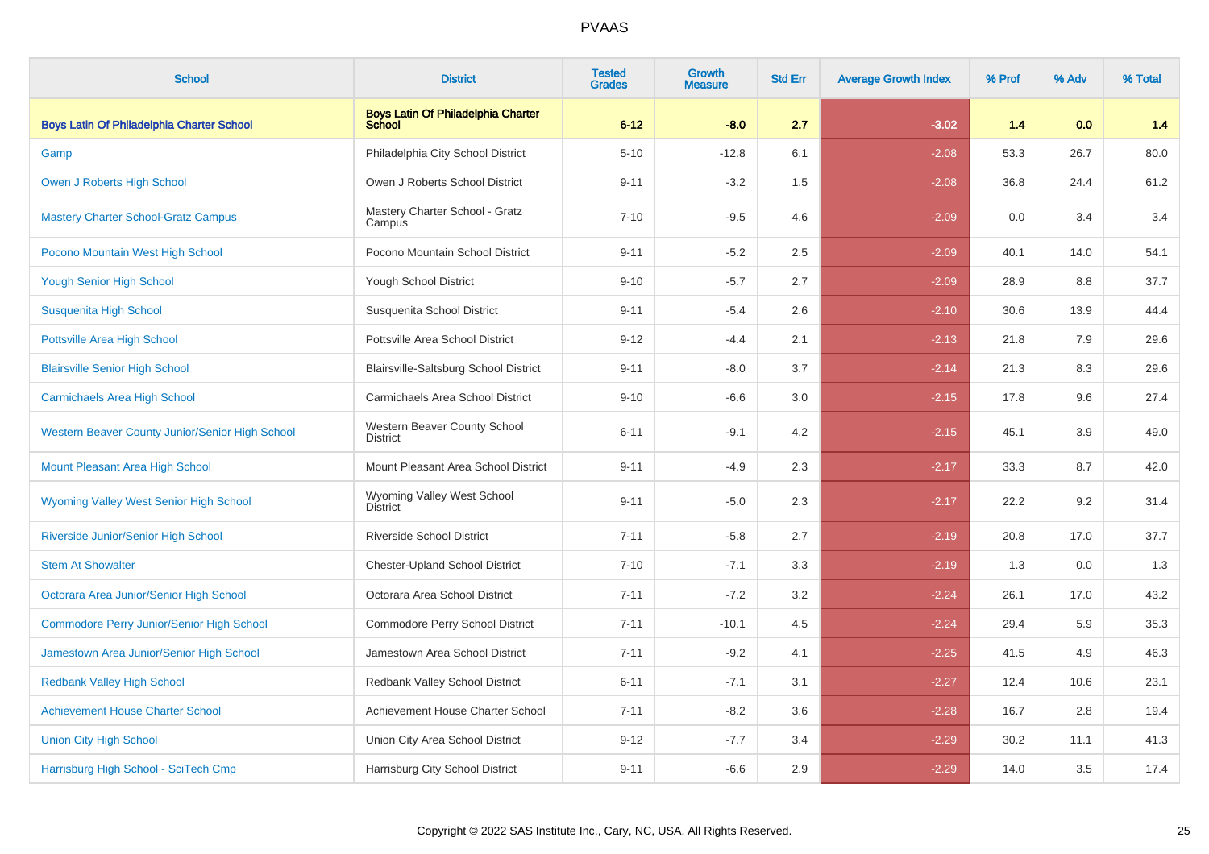| School | District | Tested Grades | Growth Measure | Std Err | Average Growth Index | % Prof | % Adv | % Total |
|---|---|---|---|---|---|---|---|---|
| **Boys Latin Of Philadelphia Charter School** | **Boys Latin Of Philadelphia Charter School** | **6-12** | **-8.0** | **2.7** | **-3.02** | **1.4** | **0.0** | **1.4** |
| Gamp | Philadelphia City School District | 5-10 | -12.8 | 6.1 | -2.08 | 53.3 | 26.7 | 80.0 |
| Owen J Roberts High School | Owen J Roberts School District | 9-11 | -3.2 | 1.5 | -2.08 | 36.8 | 24.4 | 61.2 |
| Mastery Charter School-Gratz Campus | Mastery Charter School - Gratz Campus | 7-10 | -9.5 | 4.6 | -2.09 | 0.0 | 3.4 | 3.4 |
| Pocono Mountain West High School | Pocono Mountain School District | 9-11 | -5.2 | 2.5 | -2.09 | 40.1 | 14.0 | 54.1 |
| Yough Senior High School | Yough School District | 9-10 | -5.7 | 2.7 | -2.09 | 28.9 | 8.8 | 37.7 |
| Susquenita High School | Susquenita School District | 9-11 | -5.4 | 2.6 | -2.10 | 30.6 | 13.9 | 44.4 |
| Pottsville Area High School | Pottsville Area School District | 9-12 | -4.4 | 2.1 | -2.13 | 21.8 | 7.9 | 29.6 |
| Blairsville Senior High School | Blairsville-Saltsburg School District | 9-11 | -8.0 | 3.7 | -2.14 | 21.3 | 8.3 | 29.6 |
| Carmichaels Area High School | Carmichaels Area School District | 9-10 | -6.6 | 3.0 | -2.15 | 17.8 | 9.6 | 27.4 |
| Western Beaver County Junior/Senior High School | Western Beaver County School District | 6-11 | -9.1 | 4.2 | -2.15 | 45.1 | 3.9 | 49.0 |
| Mount Pleasant Area High School | Mount Pleasant Area School District | 9-11 | -4.9 | 2.3 | -2.17 | 33.3 | 8.7 | 42.0 |
| Wyoming Valley West Senior High School | Wyoming Valley West School District | 9-11 | -5.0 | 2.3 | -2.17 | 22.2 | 9.2 | 31.4 |
| Riverside Junior/Senior High School | Riverside School District | 7-11 | -5.8 | 2.7 | -2.19 | 20.8 | 17.0 | 37.7 |
| Stem At Showalter | Chester-Upland School District | 7-10 | -7.1 | 3.3 | -2.19 | 1.3 | 0.0 | 1.3 |
| Octorara Area Junior/Senior High School | Octorara Area School District | 7-11 | -7.2 | 3.2 | -2.24 | 26.1 | 17.0 | 43.2 |
| Commodore Perry Junior/Senior High School | Commodore Perry School District | 7-11 | -10.1 | 4.5 | -2.24 | 29.4 | 5.9 | 35.3 |
| Jamestown Area Junior/Senior High School | Jamestown Area School District | 7-11 | -9.2 | 4.1 | -2.25 | 41.5 | 4.9 | 46.3 |
| Redbank Valley High School | Redbank Valley School District | 6-11 | -7.1 | 3.1 | -2.27 | 12.4 | 10.6 | 23.1 |
| Achievement House Charter School | Achievement House Charter School | 7-11 | -8.2 | 3.6 | -2.28 | 16.7 | 2.8 | 19.4 |
| Union City High School | Union City Area School District | 9-12 | -7.7 | 3.4 | -2.29 | 30.2 | 11.1 | 41.3 |
| Harrisburg High School - SciTech Cmp | Harrisburg City School District | 9-11 | -6.6 | 2.9 | -2.29 | 14.0 | 3.5 | 17.4 |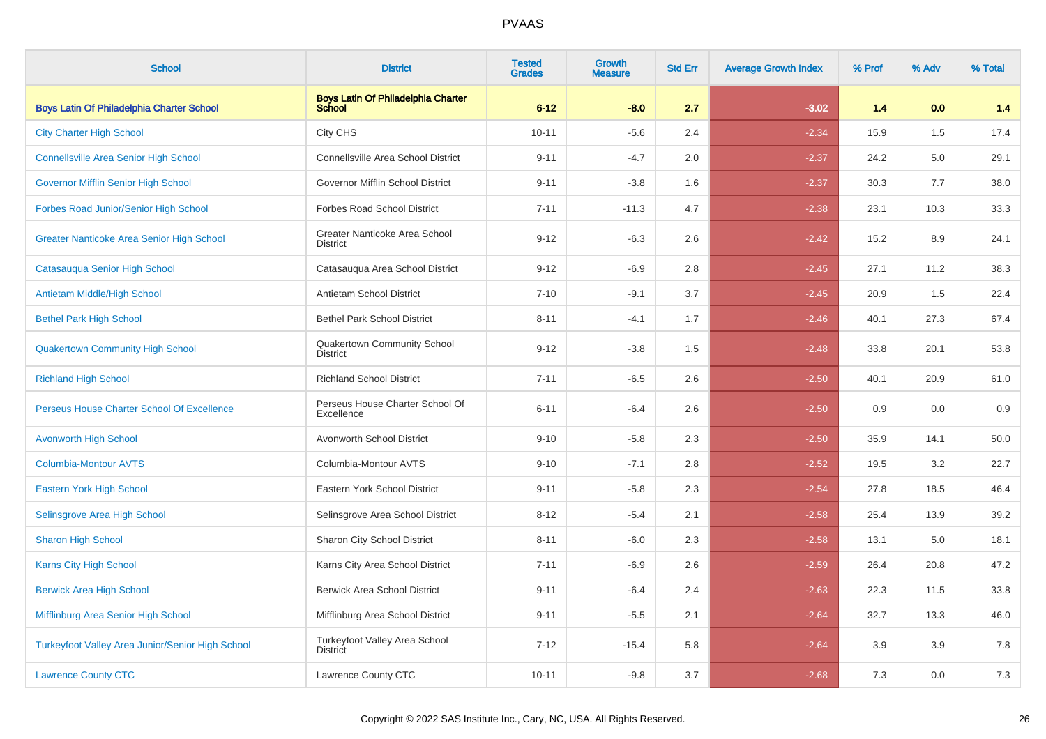| School | District | Tested Grades | Growth Measure | Std Err | Average Growth Index | % Prof | % Adv | % Total |
|---|---|---|---|---|---|---|---|---|
| **Boys Latin Of Philadelphia Charter School** | **Boys Latin Of Philadelphia Charter School** | **6-12** | **-8.0** | **2.7** | **-3.02** | **1.4** | **0.0** | **1.4** |
| City Charter High School | City CHS | 10-11 | -5.6 | 2.4 | -2.34 | 15.9 | 1.5 | 17.4 |
| Connellsville Area Senior High School | Connellsville Area School District | 9-11 | -4.7 | 2.0 | -2.37 | 24.2 | 5.0 | 29.1 |
| Governor Mifflin Senior High School | Governor Mifflin School District | 9-11 | -3.8 | 1.6 | -2.37 | 30.3 | 7.7 | 38.0 |
| Forbes Road Junior/Senior High School | Forbes Road School District | 7-11 | -11.3 | 4.7 | -2.38 | 23.1 | 10.3 | 33.3 |
| Greater Nanticoke Area Senior High School | Greater Nanticoke Area School District | 9-12 | -6.3 | 2.6 | -2.42 | 15.2 | 8.9 | 24.1 |
| Catasauqua Senior High School | Catasauqua Area School District | 9-12 | -6.9 | 2.8 | -2.45 | 27.1 | 11.2 | 38.3 |
| Antietam Middle/High School | Antietam School District | 7-10 | -9.1 | 3.7 | -2.45 | 20.9 | 1.5 | 22.4 |
| Bethel Park High School | Bethel Park School District | 8-11 | -4.1 | 1.7 | -2.46 | 40.1 | 27.3 | 67.4 |
| Quakertown Community High School | Quakertown Community School District | 9-12 | -3.8 | 1.5 | -2.48 | 33.8 | 20.1 | 53.8 |
| Richland High School | Richland School District | 7-11 | -6.5 | 2.6 | -2.50 | 40.1 | 20.9 | 61.0 |
| Perseus House Charter School Of Excellence | Perseus House Charter School Of Excellence | 6-11 | -6.4 | 2.6 | -2.50 | 0.9 | 0.0 | 0.9 |
| Avonworth High School | Avonworth School District | 9-10 | -5.8 | 2.3 | -2.50 | 35.9 | 14.1 | 50.0 |
| Columbia-Montour AVTS | Columbia-Montour AVTS | 9-10 | -7.1 | 2.8 | -2.52 | 19.5 | 3.2 | 22.7 |
| Eastern York High School | Eastern York School District | 9-11 | -5.8 | 2.3 | -2.54 | 27.8 | 18.5 | 46.4 |
| Selinsgrove Area High School | Selinsgrove Area School District | 8-12 | -5.4 | 2.1 | -2.58 | 25.4 | 13.9 | 39.2 |
| Sharon High School | Sharon City School District | 8-11 | -6.0 | 2.3 | -2.58 | 13.1 | 5.0 | 18.1 |
| Karns City High School | Karns City Area School District | 7-11 | -6.9 | 2.6 | -2.59 | 26.4 | 20.8 | 47.2 |
| Berwick Area High School | Berwick Area School District | 9-11 | -6.4 | 2.4 | -2.63 | 22.3 | 11.5 | 33.8 |
| Mifflinburg Area Senior High School | Mifflinburg Area School District | 9-11 | -5.5 | 2.1 | -2.64 | 32.7 | 13.3 | 46.0 |
| Turkeyfoot Valley Area Junior/Senior High School | Turkeyfoot Valley Area School District | 7-12 | -15.4 | 5.8 | -2.64 | 3.9 | 3.9 | 7.8 |
| Lawrence County CTC | Lawrence County CTC | 10-11 | -9.8 | 3.7 | -2.68 | 7.3 | 0.0 | 7.3 |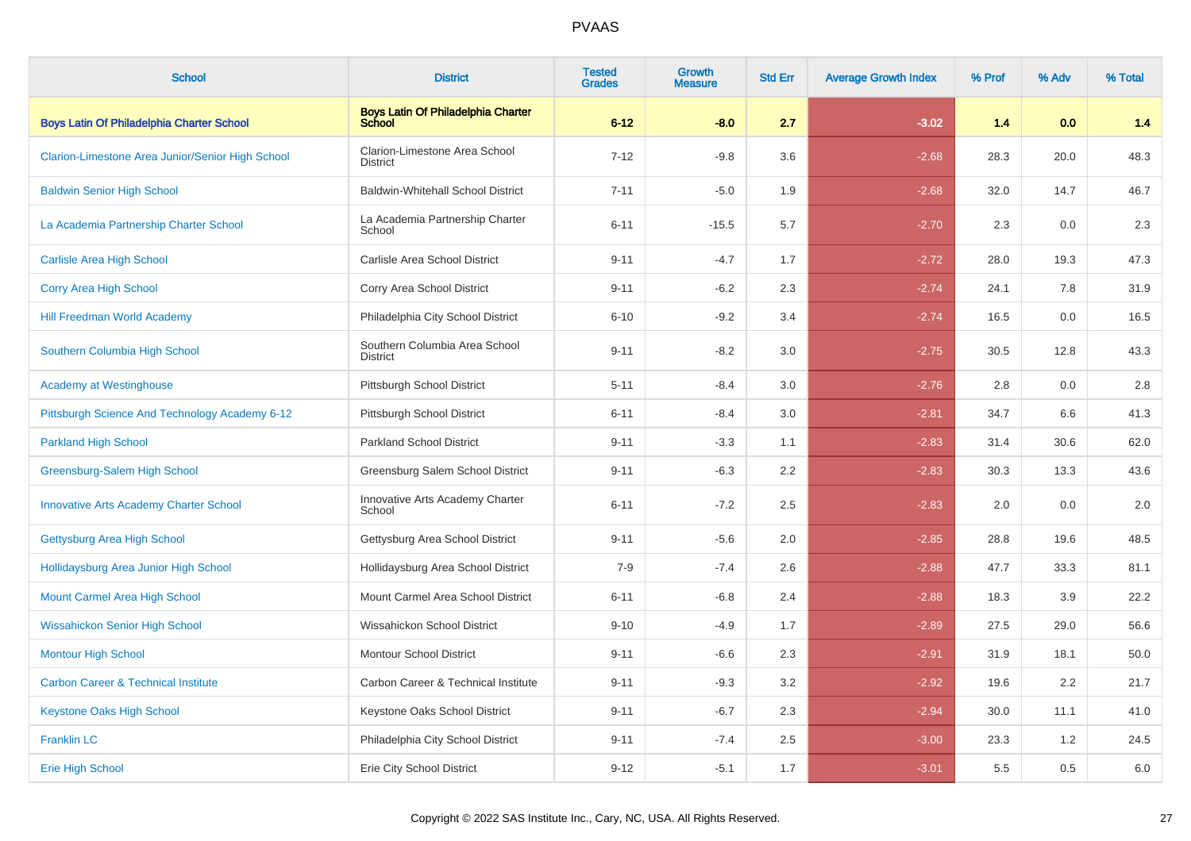| School | District | Tested Grades | Growth Measure | Std Err | Average Growth Index | % Prof | % Adv | % Total |
|---|---|---|---|---|---|---|---|---|
| **Boys Latin Of Philadelphia Charter School** | **Boys Latin Of Philadelphia Charter School** | **6-12** | **-8.0** | **2.7** | **-3.02** | **1.4** | **0.0** | **1.4** |
| Clarion-Limestone Area Junior/Senior High School | Clarion-Limestone Area School District | 7-12 | -9.8 | 3.6 | -2.68 | 28.3 | 20.0 | 48.3 |
| Baldwin Senior High School | Baldwin-Whitehall School District | 7-11 | -5.0 | 1.9 | -2.68 | 32.0 | 14.7 | 46.7 |
| La Academia Partnership Charter School | La Academia Partnership Charter School | 6-11 | -15.5 | 5.7 | -2.70 | 2.3 | 0.0 | 2.3 |
| Carlisle Area High School | Carlisle Area School District | 9-11 | -4.7 | 1.7 | -2.72 | 28.0 | 19.3 | 47.3 |
| Corry Area High School | Corry Area School District | 9-11 | -6.2 | 2.3 | -2.74 | 24.1 | 7.8 | 31.9 |
| Hill Freedman World Academy | Philadelphia City School District | 6-10 | -9.2 | 3.4 | -2.74 | 16.5 | 0.0 | 16.5 |
| Southern Columbia High School | Southern Columbia Area School District | 9-11 | -8.2 | 3.0 | -2.75 | 30.5 | 12.8 | 43.3 |
| Academy at Westinghouse | Pittsburgh School District | 5-11 | -8.4 | 3.0 | -2.76 | 2.8 | 0.0 | 2.8 |
| Pittsburgh Science And Technology Academy 6-12 | Pittsburgh School District | 6-11 | -8.4 | 3.0 | -2.81 | 34.7 | 6.6 | 41.3 |
| Parkland High School | Parkland School District | 9-11 | -3.3 | 1.1 | -2.83 | 31.4 | 30.6 | 62.0 |
| Greensburg-Salem High School | Greensburg Salem School District | 9-11 | -6.3 | 2.2 | -2.83 | 30.3 | 13.3 | 43.6 |
| Innovative Arts Academy Charter School | Innovative Arts Academy Charter School | 6-11 | -7.2 | 2.5 | -2.83 | 2.0 | 0.0 | 2.0 |
| Gettysburg Area High School | Gettysburg Area School District | 9-11 | -5.6 | 2.0 | -2.85 | 28.8 | 19.6 | 48.5 |
| Hollidaysburg Area Junior High School | Hollidaysburg Area School District | 7-9 | -7.4 | 2.6 | -2.88 | 47.7 | 33.3 | 81.1 |
| Mount Carmel Area High School | Mount Carmel Area School District | 6-11 | -6.8 | 2.4 | -2.88 | 18.3 | 3.9 | 22.2 |
| Wissahickon Senior High School | Wissahickon School District | 9-10 | -4.9 | 1.7 | -2.89 | 27.5 | 29.0 | 56.6 |
| Montour High School | Montour School District | 9-11 | -6.6 | 2.3 | -2.91 | 31.9 | 18.1 | 50.0 |
| Carbon Career & Technical Institute | Carbon Career & Technical Institute | 9-11 | -9.3 | 3.2 | -2.92 | 19.6 | 2.2 | 21.7 |
| Keystone Oaks High School | Keystone Oaks School District | 9-11 | -6.7 | 2.3 | -2.94 | 30.0 | 11.1 | 41.0 |
| Franklin LC | Philadelphia City School District | 9-11 | -7.4 | 2.5 | -3.00 | 23.3 | 1.2 | 24.5 |
| Erie High School | Erie City School District | 9-12 | -5.1 | 1.7 | -3.01 | 5.5 | 0.5 | 6.0 |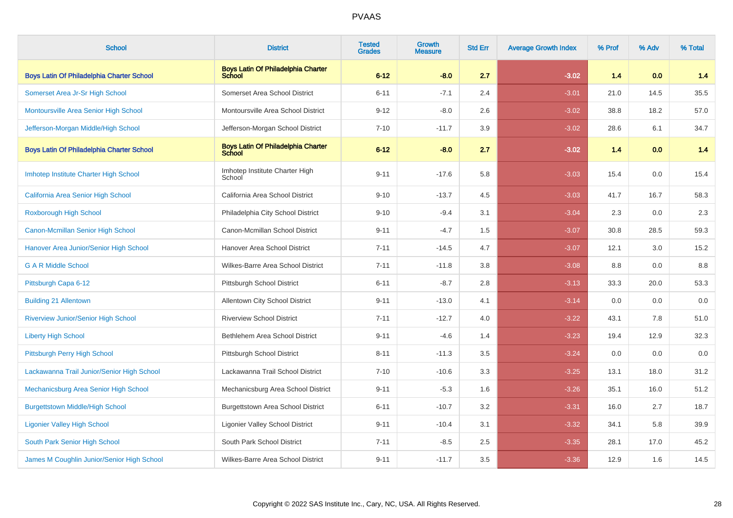| School | District | Tested Grades | Growth Measure | Std Err | Average Growth Index | % Prof | % Adv | % Total |
|---|---|---|---|---|---|---|---|---|
| **Boys Latin Of Philadelphia Charter School** | **Boys Latin Of Philadelphia Charter School** | **6-12** | **-8.0** | **2.7** | **-3.02** | **1.4** | **0.0** | **1.4** |
| Somerset Area Jr-Sr High School | Somerset Area School District | 6-11 | -7.1 | 2.4 | -3.01 | 21.0 | 14.5 | 35.5 |
| Montoursville Area Senior High School | Montoursville Area School District | 9-12 | -8.0 | 2.6 | -3.02 | 38.8 | 18.2 | 57.0 |
| Jefferson-Morgan Middle/High School | Jefferson-Morgan School District | 7-10 | -11.7 | 3.9 | -3.02 | 28.6 | 6.1 | 34.7 |
| **Boys Latin Of Philadelphia Charter School** | **Boys Latin Of Philadelphia Charter School** | **6-12** | **-8.0** | **2.7** | **-3.02** | **1.4** | **0.0** | **1.4** |
| Imhotep Institute Charter High School | Imhotep Institute Charter High School | 9-11 | -17.6 | 5.8 | -3.03 | 15.4 | 0.0 | 15.4 |
| California Area Senior High School | California Area School District | 9-10 | -13.7 | 4.5 | -3.03 | 41.7 | 16.7 | 58.3 |
| Roxborough High School | Philadelphia City School District | 9-10 | -9.4 | 3.1 | -3.04 | 2.3 | 0.0 | 2.3 |
| Canon-Mcmillan Senior High School | Canon-Mcmillan School District | 9-11 | -4.7 | 1.5 | -3.07 | 30.8 | 28.5 | 59.3 |
| Hanover Area Junior/Senior High School | Hanover Area School District | 7-11 | -14.5 | 4.7 | -3.07 | 12.1 | 3.0 | 15.2 |
| G A R Middle School | Wilkes-Barre Area School District | 7-11 | -11.8 | 3.8 | -3.08 | 8.8 | 0.0 | 8.8 |
| Pittsburgh Capa 6-12 | Pittsburgh School District | 6-11 | -8.7 | 2.8 | -3.13 | 33.3 | 20.0 | 53.3 |
| Building 21 Allentown | Allentown City School District | 9-11 | -13.0 | 4.1 | -3.14 | 0.0 | 0.0 | 0.0 |
| Riverview Junior/Senior High School | Riverview School District | 7-11 | -12.7 | 4.0 | -3.22 | 43.1 | 7.8 | 51.0 |
| Liberty High School | Bethlehem Area School District | 9-11 | -4.6 | 1.4 | -3.23 | 19.4 | 12.9 | 32.3 |
| Pittsburgh Perry High School | Pittsburgh School District | 8-11 | -11.3 | 3.5 | -3.24 | 0.0 | 0.0 | 0.0 |
| Lackawanna Trail Junior/Senior High School | Lackawanna Trail School District | 7-10 | -10.6 | 3.3 | -3.25 | 13.1 | 18.0 | 31.2 |
| Mechanicsburg Area Senior High School | Mechanicsburg Area School District | 9-11 | -5.3 | 1.6 | -3.26 | 35.1 | 16.0 | 51.2 |
| Burgettstown Middle/High School | Burgettstown Area School District | 6-11 | -10.7 | 3.2 | -3.31 | 16.0 | 2.7 | 18.7 |
| Ligonier Valley High School | Ligonier Valley School District | 9-11 | -10.4 | 3.1 | -3.32 | 34.1 | 5.8 | 39.9 |
| South Park Senior High School | South Park School District | 7-11 | -8.5 | 2.5 | -3.35 | 28.1 | 17.0 | 45.2 |
| James M Coughlin Junior/Senior High School | Wilkes-Barre Area School District | 9-11 | -11.7 | 3.5 | -3.36 | 12.9 | 1.6 | 14.5 |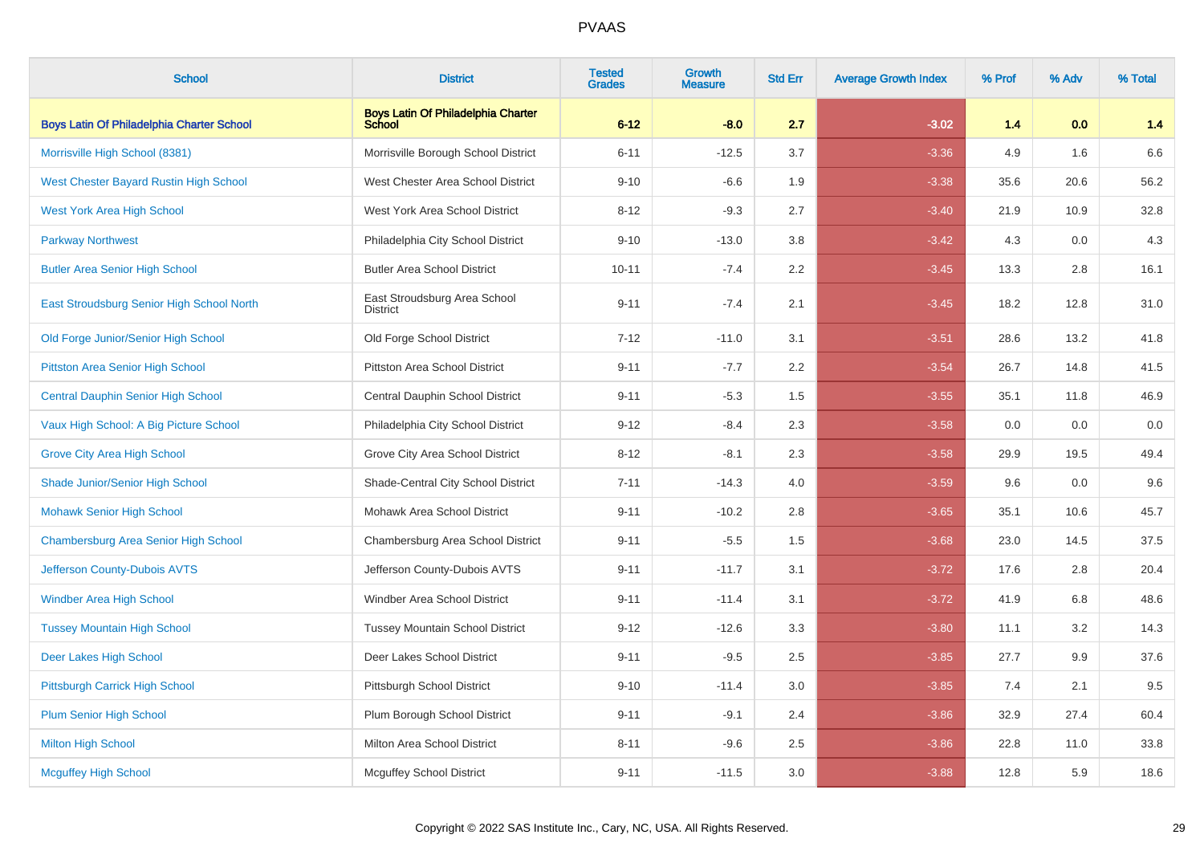# PVAAS

| School | District | Tested Grades | Growth Measure | Std Err | Average Growth Index | % Prof | % Adv | % Total |
|---|---|---|---|---|---|---|---|---|
| **Boys Latin Of Philadelphia Charter School** | **Boys Latin Of Philadelphia Charter School** | **6-12** | **-8.0** | **2.7** | **-3.02** | **1.4** | **0.0** | **1.4** |
| Morrisville High School (8381) | Morrisville Borough School District | 6-11 | -12.5 | 3.7 | -3.36 | 4.9 | 1.6 | 6.6 |
| West Chester Bayard Rustin High School | West Chester Area School District | 9-10 | -6.6 | 1.9 | -3.38 | 35.6 | 20.6 | 56.2 |
| West York Area High School | West York Area School District | 8-12 | -9.3 | 2.7 | -3.40 | 21.9 | 10.9 | 32.8 |
| Parkway Northwest | Philadelphia City School District | 9-10 | -13.0 | 3.8 | -3.42 | 4.3 | 0.0 | 4.3 |
| Butler Area Senior High School | Butler Area School District | 10-11 | -7.4 | 2.2 | -3.45 | 13.3 | 2.8 | 16.1 |
| East Stroudsburg Senior High School North | East Stroudsburg Area School District | 9-11 | -7.4 | 2.1 | -3.45 | 18.2 | 12.8 | 31.0 |
| Old Forge Junior/Senior High School | Old Forge School District | 7-12 | -11.0 | 3.1 | -3.51 | 28.6 | 13.2 | 41.8 |
| Pittston Area Senior High School | Pittston Area School District | 9-11 | -7.7 | 2.2 | -3.54 | 26.7 | 14.8 | 41.5 |
| Central Dauphin Senior High School | Central Dauphin School District | 9-11 | -5.3 | 1.5 | -3.55 | 35.1 | 11.8 | 46.9 |
| Vaux High School: A Big Picture School | Philadelphia City School District | 9-12 | -8.4 | 2.3 | -3.58 | 0.0 | 0.0 | 0.0 |
| Grove City Area High School | Grove City Area School District | 8-12 | -8.1 | 2.3 | -3.58 | 29.9 | 19.5 | 49.4 |
| Shade Junior/Senior High School | Shade-Central City School District | 7-11 | -14.3 | 4.0 | -3.59 | 9.6 | 0.0 | 9.6 |
| Mohawk Senior High School | Mohawk Area School District | 9-11 | -10.2 | 2.8 | -3.65 | 35.1 | 10.6 | 45.7 |
| Chambersburg Area Senior High School | Chambersburg Area School District | 9-11 | -5.5 | 1.5 | -3.68 | 23.0 | 14.5 | 37.5 |
| Jefferson County-Dubois AVTS | Jefferson County-Dubois AVTS | 9-11 | -11.7 | 3.1 | -3.72 | 17.6 | 2.8 | 20.4 |
| Windber Area High School | Windber Area School District | 9-11 | -11.4 | 3.1 | -3.72 | 41.9 | 6.8 | 48.6 |
| Tussey Mountain High School | Tussey Mountain School District | 9-12 | -12.6 | 3.3 | -3.80 | 11.1 | 3.2 | 14.3 |
| Deer Lakes High School | Deer Lakes School District | 9-11 | -9.5 | 2.5 | -3.85 | 27.7 | 9.9 | 37.6 |
| Pittsburgh Carrick High School | Pittsburgh School District | 9-10 | -11.4 | 3.0 | -3.85 | 7.4 | 2.1 | 9.5 |
| Plum Senior High School | Plum Borough School District | 9-11 | -9.1 | 2.4 | -3.86 | 32.9 | 27.4 | 60.4 |
| Milton High School | Milton Area School District | 8-11 | -9.6 | 2.5 | -3.86 | 22.8 | 11.0 | 33.8 |
| Mcguffey High School | Mcguffey School District | 9-11 | -11.5 | 3.0 | -3.88 | 12.8 | 5.9 | 18.6 |

Copyright © 2022 SAS Institute Inc., Cary, NC, USA. All Rights Reserved.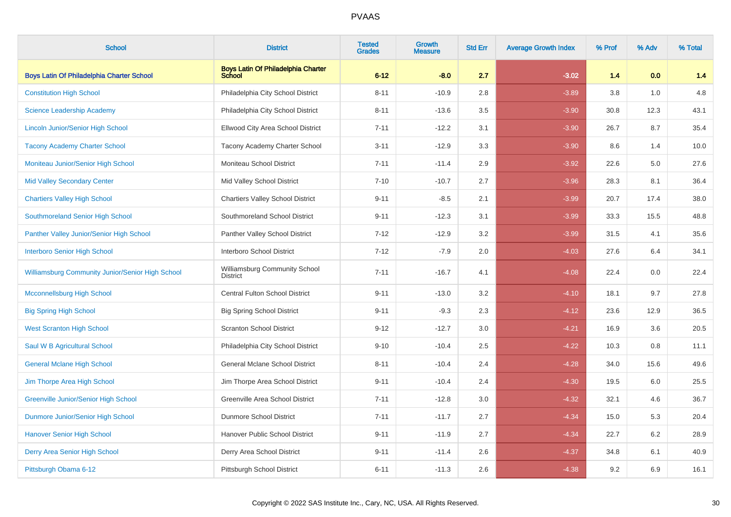| School | District | Tested Grades | Growth Measure | Std Err | Average Growth Index | % Prof | % Adv | % Total |
|---|---|---|---|---|---|---|---|---|
| **Boys Latin Of Philadelphia Charter School** | **Boys Latin Of Philadelphia Charter School** | **6-12** | **-8.0** | **2.7** | **-3.02** | **1.4** | **0.0** | **1.4** |
| Constitution High School | Philadelphia City School District | 8-11 | -10.9 | 2.8 | -3.89 | 3.8 | 1.0 | 4.8 |
| Science Leadership Academy | Philadelphia City School District | 8-11 | -13.6 | 3.5 | -3.90 | 30.8 | 12.3 | 43.1 |
| Lincoln Junior/Senior High School | Ellwood City Area School District | 7-11 | -12.2 | 3.1 | -3.90 | 26.7 | 8.7 | 35.4 |
| Tacony Academy Charter School | Tacony Academy Charter School | 3-11 | -12.9 | 3.3 | -3.90 | 8.6 | 1.4 | 10.0 |
| Moniteau Junior/Senior High School | Moniteau School District | 7-11 | -11.4 | 2.9 | -3.92 | 22.6 | 5.0 | 27.6 |
| Mid Valley Secondary Center | Mid Valley School District | 7-10 | -10.7 | 2.7 | -3.96 | 28.3 | 8.1 | 36.4 |
| Chartiers Valley High School | Chartiers Valley School District | 9-11 | -8.5 | 2.1 | -3.99 | 20.7 | 17.4 | 38.0 |
| Southmoreland Senior High School | Southmoreland School District | 9-11 | -12.3 | 3.1 | -3.99 | 33.3 | 15.5 | 48.8 |
| Panther Valley Junior/Senior High School | Panther Valley School District | 7-12 | -12.9 | 3.2 | -3.99 | 31.5 | 4.1 | 35.6 |
| Interboro Senior High School | Interboro School District | 7-12 | -7.9 | 2.0 | -4.03 | 27.6 | 6.4 | 34.1 |
| Williamsburg Community Junior/Senior High School | Williamsburg Community School District | 7-11 | -16.7 | 4.1 | -4.08 | 22.4 | 0.0 | 22.4 |
| Mcconnellsburg High School | Central Fulton School District | 9-11 | -13.0 | 3.2 | -4.10 | 18.1 | 9.7 | 27.8 |
| Big Spring High School | Big Spring School District | 9-11 | -9.3 | 2.3 | -4.12 | 23.6 | 12.9 | 36.5 |
| West Scranton High School | Scranton School District | 9-12 | -12.7 | 3.0 | -4.21 | 16.9 | 3.6 | 20.5 |
| Saul W B Agricultural School | Philadelphia City School District | 9-10 | -10.4 | 2.5 | -4.22 | 10.3 | 0.8 | 11.1 |
| General Mclane High School | General Mclane School District | 8-11 | -10.4 | 2.4 | -4.28 | 34.0 | 15.6 | 49.6 |
| Jim Thorpe Area High School | Jim Thorpe Area School District | 9-11 | -10.4 | 2.4 | -4.30 | 19.5 | 6.0 | 25.5 |
| Greenville Junior/Senior High School | Greenville Area School District | 7-11 | -12.8 | 3.0 | -4.32 | 32.1 | 4.6 | 36.7 |
| Dunmore Junior/Senior High School | Dunmore School District | 7-11 | -11.7 | 2.7 | -4.34 | 15.0 | 5.3 | 20.4 |
| Hanover Senior High School | Hanover Public School District | 9-11 | -11.9 | 2.7 | -4.34 | 22.7 | 6.2 | 28.9 |
| Derry Area Senior High School | Derry Area School District | 9-11 | -11.4 | 2.6 | -4.37 | 34.8 | 6.1 | 40.9 |
| Pittsburgh Obama 6-12 | Pittsburgh School District | 6-11 | -11.3 | 2.6 | -4.38 | 9.2 | 6.9 | 16.1 |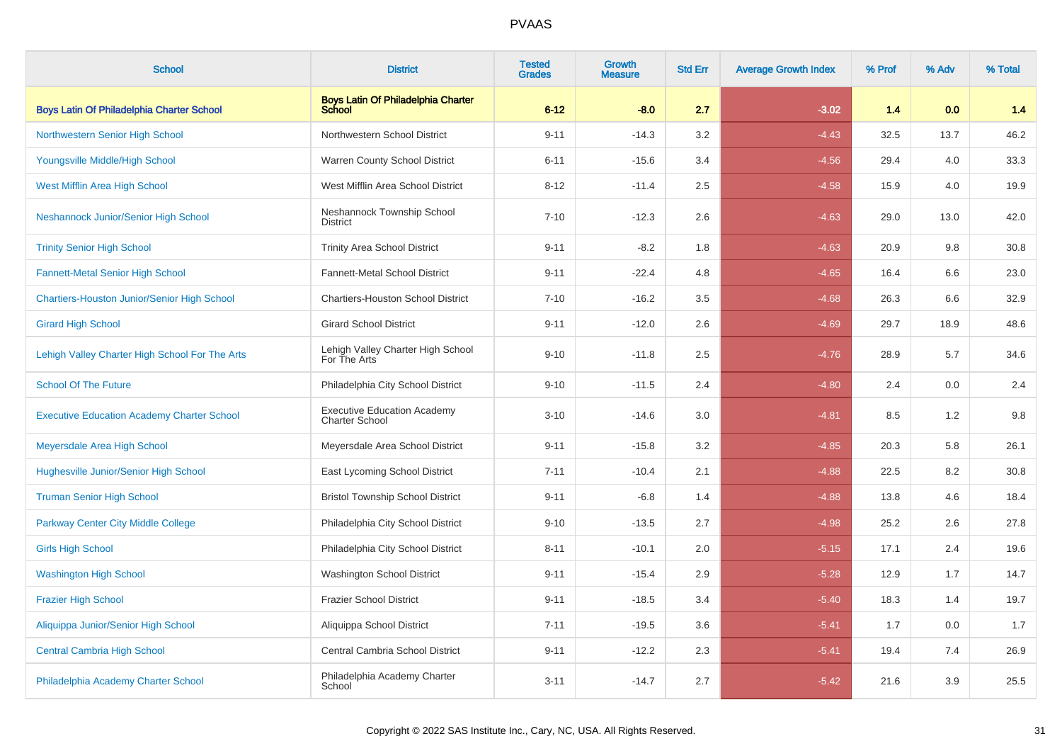| School | District | Tested Grades | Growth Measure | Std Err | Average Growth Index | % Prof | % Adv | % Total |
|---|---|---|---|---|---|---|---|---|
| **Boys Latin Of Philadelphia Charter School** | **Boys Latin Of Philadelphia Charter School** | **6-12** | **-8.0** | **2.7** | **-3.02** | **1.4** | **0.0** | **1.4** |
| Northwestern Senior High School | Northwestern School District | 9-11 | -14.3 | 3.2 | -4.43 | 32.5 | 13.7 | 46.2 |
| Youngsville Middle/High School | Warren County School District | 6-11 | -15.6 | 3.4 | -4.56 | 29.4 | 4.0 | 33.3 |
| West Mifflin Area High School | West Mifflin Area School District | 8-12 | -11.4 | 2.5 | -4.58 | 15.9 | 4.0 | 19.9 |
| Neshannock Junior/Senior High School | Neshannock Township School District | 7-10 | -12.3 | 2.6 | -4.63 | 29.0 | 13.0 | 42.0 |
| Trinity Senior High School | Trinity Area School District | 9-11 | -8.2 | 1.8 | -4.63 | 20.9 | 9.8 | 30.8 |
| Fannett-Metal Senior High School | Fannett-Metal School District | 9-11 | -22.4 | 4.8 | -4.65 | 16.4 | 6.6 | 23.0 |
| Chartiers-Houston Junior/Senior High School | Chartiers-Houston School District | 7-10 | -16.2 | 3.5 | -4.68 | 26.3 | 6.6 | 32.9 |
| Girard High School | Girard School District | 9-11 | -12.0 | 2.6 | -4.69 | 29.7 | 18.9 | 48.6 |
| Lehigh Valley Charter High School For The Arts | Lehigh Valley Charter High School For The Arts | 9-10 | -11.8 | 2.5 | -4.76 | 28.9 | 5.7 | 34.6 |
| School Of The Future | Philadelphia City School District | 9-10 | -11.5 | 2.4 | -4.80 | 2.4 | 0.0 | 2.4 |
| Executive Education Academy Charter School | Executive Education Academy Charter School | 3-10 | -14.6 | 3.0 | -4.81 | 8.5 | 1.2 | 9.8 |
| Meyersdale Area High School | Meyersdale Area School District | 9-11 | -15.8 | 3.2 | -4.85 | 20.3 | 5.8 | 26.1 |
| Hughesville Junior/Senior High School | East Lycoming School District | 7-11 | -10.4 | 2.1 | -4.88 | 22.5 | 8.2 | 30.8 |
| Truman Senior High School | Bristol Township School District | 9-11 | -6.8 | 1.4 | -4.88 | 13.8 | 4.6 | 18.4 |
| Parkway Center City Middle College | Philadelphia City School District | 9-10 | -13.5 | 2.7 | -4.98 | 25.2 | 2.6 | 27.8 |
| Girls High School | Philadelphia City School District | 8-11 | -10.1 | 2.0 | -5.15 | 17.1 | 2.4 | 19.6 |
| Washington High School | Washington School District | 9-11 | -15.4 | 2.9 | -5.28 | 12.9 | 1.7 | 14.7 |
| Frazier High School | Frazier School District | 9-11 | -18.5 | 3.4 | -5.40 | 18.3 | 1.4 | 19.7 |
| Aliquippa Junior/Senior High School | Aliquippa School District | 7-11 | -19.5 | 3.6 | -5.41 | 1.7 | 0.0 | 1.7 |
| Central Cambria High School | Central Cambria School District | 9-11 | -12.2 | 2.3 | -5.41 | 19.4 | 7.4 | 26.9 |
| Philadelphia Academy Charter School | Philadelphia Academy Charter School | 3-11 | -14.7 | 2.7 | -5.42 | 21.6 | 3.9 | 25.5 |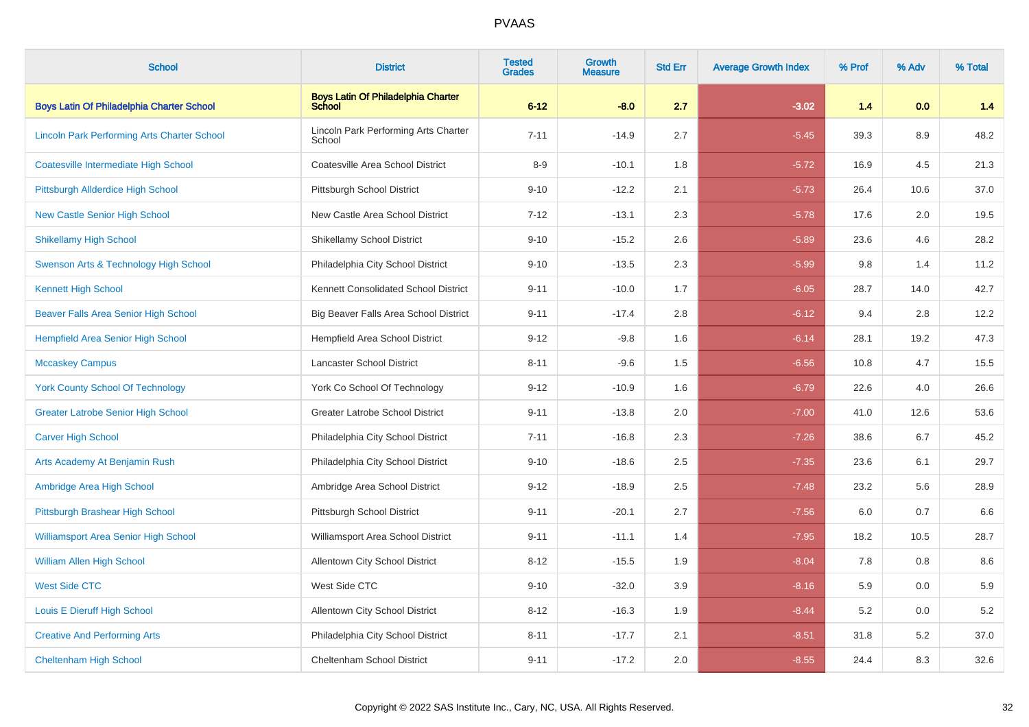# PVAAS

| School | District | Tested Grades | Growth Measure | Std Err | Average Growth Index | % Prof | % Adv | % Total |
|---|---|---|---|---|---|---|---|---|
| **Boys Latin Of Philadelphia Charter School** | **Boys Latin Of Philadelphia Charter School** | **6-12** | **-8.0** | **2.7** | **-3.02** | **1.4** | **0.0** | **1.4** |
| Lincoln Park Performing Arts Charter School | Lincoln Park Performing Arts Charter School | 7-11 | -14.9 | 2.7 | -5.45 | 39.3 | 8.9 | 48.2 |
| Coatesville Intermediate High School | Coatesville Area School District | 8-9 | -10.1 | 1.8 | -5.72 | 16.9 | 4.5 | 21.3 |
| Pittsburgh Allderdice High School | Pittsburgh School District | 9-10 | -12.2 | 2.1 | -5.73 | 26.4 | 10.6 | 37.0 |
| New Castle Senior High School | New Castle Area School District | 7-12 | -13.1 | 2.3 | -5.78 | 17.6 | 2.0 | 19.5 |
| Shikellamy High School | Shikellamy School District | 9-10 | -15.2 | 2.6 | -5.89 | 23.6 | 4.6 | 28.2 |
| Swenson Arts & Technology High School | Philadelphia City School District | 9-10 | -13.5 | 2.3 | -5.99 | 9.8 | 1.4 | 11.2 |
| Kennett High School | Kennett Consolidated School District | 9-11 | -10.0 | 1.7 | -6.05 | 28.7 | 14.0 | 42.7 |
| Beaver Falls Area Senior High School | Big Beaver Falls Area School District | 9-11 | -17.4 | 2.8 | -6.12 | 9.4 | 2.8 | 12.2 |
| Hempfield Area Senior High School | Hempfield Area School District | 9-12 | -9.8 | 1.6 | -6.14 | 28.1 | 19.2 | 47.3 |
| Mccaskey Campus | Lancaster School District | 8-11 | -9.6 | 1.5 | -6.56 | 10.8 | 4.7 | 15.5 |
| York County School Of Technology | York Co School Of Technology | 9-12 | -10.9 | 1.6 | -6.79 | 22.6 | 4.0 | 26.6 |
| Greater Latrobe Senior High School | Greater Latrobe School District | 9-11 | -13.8 | 2.0 | -7.00 | 41.0 | 12.6 | 53.6 |
| Carver High School | Philadelphia City School District | 7-11 | -16.8 | 2.3 | -7.26 | 38.6 | 6.7 | 45.2 |
| Arts Academy At Benjamin Rush | Philadelphia City School District | 9-10 | -18.6 | 2.5 | -7.35 | 23.6 | 6.1 | 29.7 |
| Ambridge Area High School | Ambridge Area School District | 9-12 | -18.9 | 2.5 | -7.48 | 23.2 | 5.6 | 28.9 |
| Pittsburgh Brashear High School | Pittsburgh School District | 9-11 | -20.1 | 2.7 | -7.56 | 6.0 | 0.7 | 6.6 |
| Williamsport Area Senior High School | Williamsport Area School District | 9-11 | -11.1 | 1.4 | -7.95 | 18.2 | 10.5 | 28.7 |
| William Allen High School | Allentown City School District | 8-12 | -15.5 | 1.9 | -8.04 | 7.8 | 0.8 | 8.6 |
| West Side CTC | West Side CTC | 9-10 | -32.0 | 3.9 | -8.16 | 5.9 | 0.0 | 5.9 |
| Louis E Dieruff High School | Allentown City School District | 8-12 | -16.3 | 1.9 | -8.44 | 5.2 | 0.0 | 5.2 |
| Creative And Performing Arts | Philadelphia City School District | 8-11 | -17.7 | 2.1 | -8.51 | 31.8 | 5.2 | 37.0 |
| Cheltenham High School | Cheltenham School District | 9-11 | -17.2 | 2.0 | -8.55 | 24.4 | 8.3 | 32.6 |

Copyright © 2022 SAS Institute Inc., Cary, NC, USA. All Rights Reserved.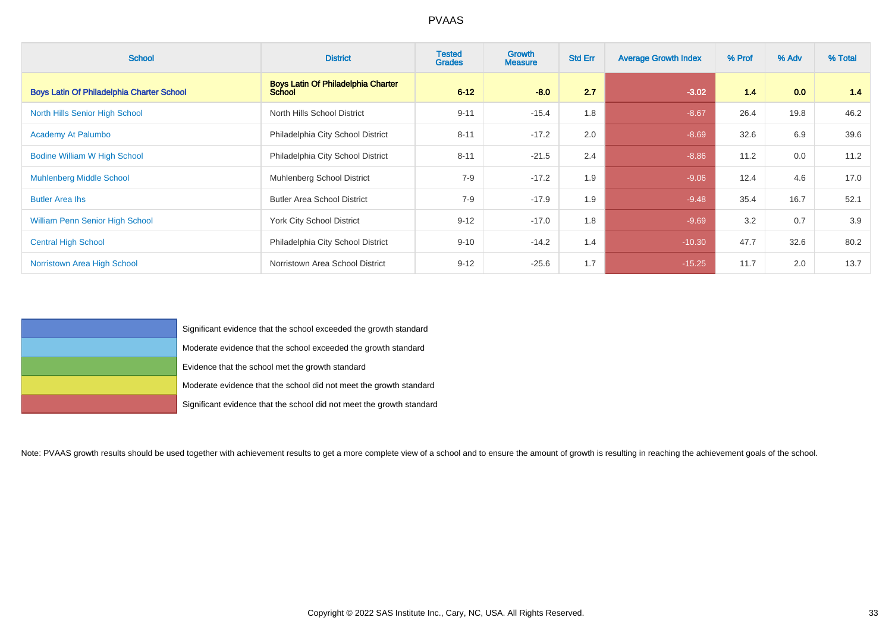# PVAAS

| School | District | Tested Grades | Growth Measure | Std Err | Average Growth Index | % Prof | % Adv | % Total |
|---|---|---|---|---|---|---|---|---|
| **Boys Latin Of Philadelphia Charter School** | **Boys Latin Of Philadelphia Charter School** | **6-12** | **-8.0** | **2.7** | **-3.02** | **1.4** | **0.0** | **1.4** |
| North Hills Senior High School | North Hills School District | 9-11 | -15.4 | 1.8 | -8.67 | 26.4 | 19.8 | 46.2 |
| Academy At Palumbo | Philadelphia City School District | 8-11 | -17.2 | 2.0 | -8.69 | 32.6 | 6.9 | 39.6 |
| Bodine William W High School | Philadelphia City School District | 8-11 | -21.5 | 2.4 | -8.86 | 11.2 | 0.0 | 11.2 |
| Muhlenberg Middle School | Muhlenberg School District | 7-9 | -17.2 | 1.9 | -9.06 | 12.4 | 4.6 | 17.0 |
| Butler Area Ihs | Butler Area School District | 7-9 | -17.9 | 1.9 | -9.48 | 35.4 | 16.7 | 52.1 |
| William Penn Senior High School | York City School District | 9-12 | -17.0 | 1.8 | -9.69 | 3.2 | 0.7 | 3.9 |
| Central High School | Philadelphia City School District | 9-10 | -14.2 | 1.4 | -10.30 | 47.7 | 32.6 | 80.2 |
| Norristown Area High School | Norristown Area School District | 9-12 | -25.6 | 1.7 | -15.25 | 11.7 | 2.0 | 13.7 |

Significant evidence that the school exceeded the growth standard

Moderate evidence that the school exceeded the growth standard

Evidence that the school met the growth standard

Moderate evidence that the school did not meet the growth standard

Significant evidence that the school did not meet the growth standard

Note: PVAAS growth results should be used together with achievement results to get a more complete view of a school and to ensure the amount of growth is resulting in reaching the achievement goals of the school.

Copyright © 2022 SAS Institute Inc., Cary, NC, USA. All Rights Reserved.